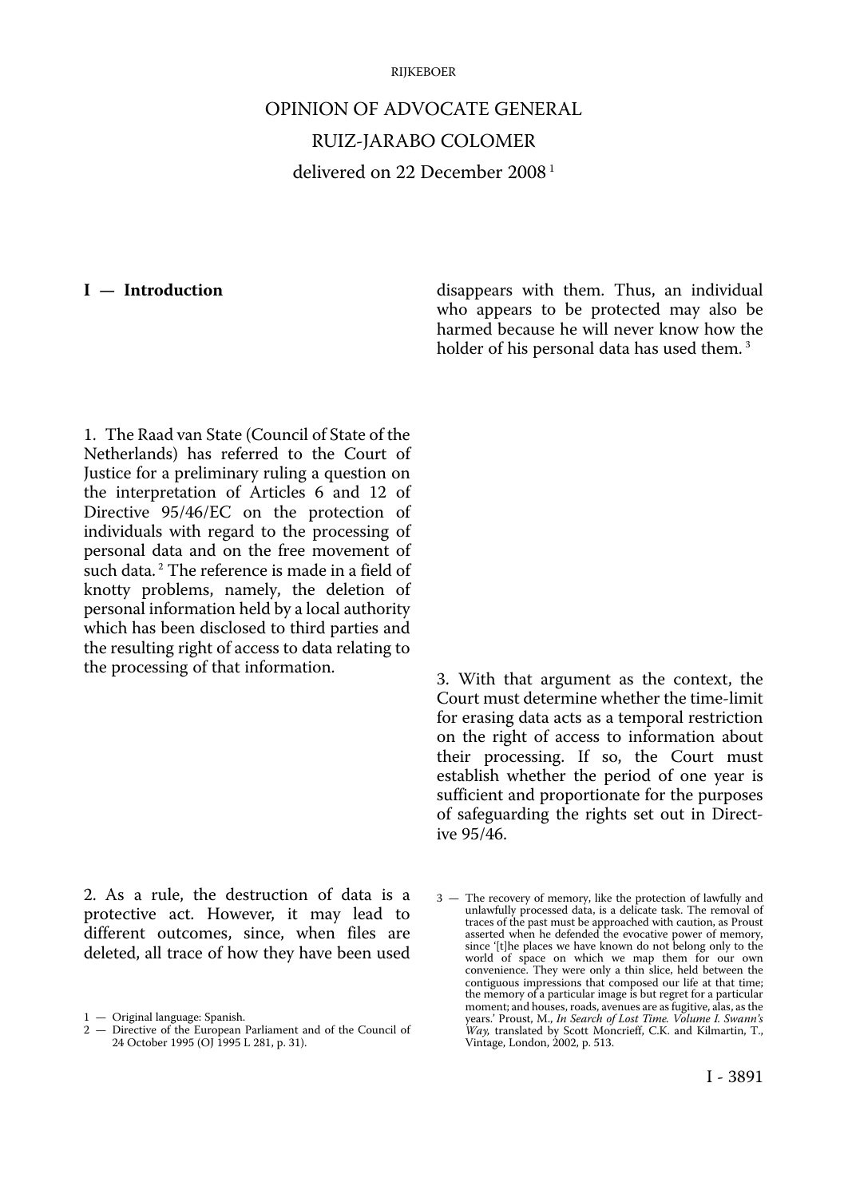# OPINION OF ADVOCATE GENERAL
# RUIZ-JARABO COLOMER
delivered on 22 December 2008 [1]

## I — Introduction

1. The Raad van State (Council of State of the Netherlands) has referred to the Court of Justice for a preliminary ruling a question on the interpretation of Articles 6 and 12 of Directive 95/46/EC on the protection of individuals with regard to the processing of personal data and on the free movement of such data. [2] The reference is made in a field of knotty problems, namely, the deletion of personal information held by a local authority which has been disclosed to third parties and the resulting right of access to data relating to the processing of that information.

2. As a rule, the destruction of data is a protective act. However, it may lead to different outcomes, since, when files are deleted, all trace of how they have been used disappears with them. Thus, an individual who appears to be protected may also be harmed because he will never know how the holder of his personal data has used them. [3]

3. With that argument as the context, the Court must determine whether the time-limit for erasing data acts as a temporal restriction on the right of access to information about their processing. If so, the Court must establish whether the period of one year is sufficient and proportionate for the purposes of safeguarding the rights set out in Directive 95/46.

---

1 — Original language: Spanish.

2 — Directive of the European Parliament and of the Council of 24 October 1995 (OJ 1995 L 281, p. 31).

3 — The recovery of memory, like the protection of lawfully and unlawfully processed data, is a delicate task. The removal of traces of the past must be approached with caution, as Proust asserted when he defended the evocative power of memory, since '[t]he places we have known do not belong only to the world of space on which we map them for our own convenience. They were only a thin slice, held between the contiguous impressions that composed our life at that time; the memory of a particular image is but regret for a particular moment; and houses, roads, avenues are as fugitive, alas, as the years.' Proust, M., *In Search of Lost Time. Volume I. Swann's Way,* translated by Scott Moncrieff, C.K. and Kilmartin, T., Vintage, London, 2002, p. 513.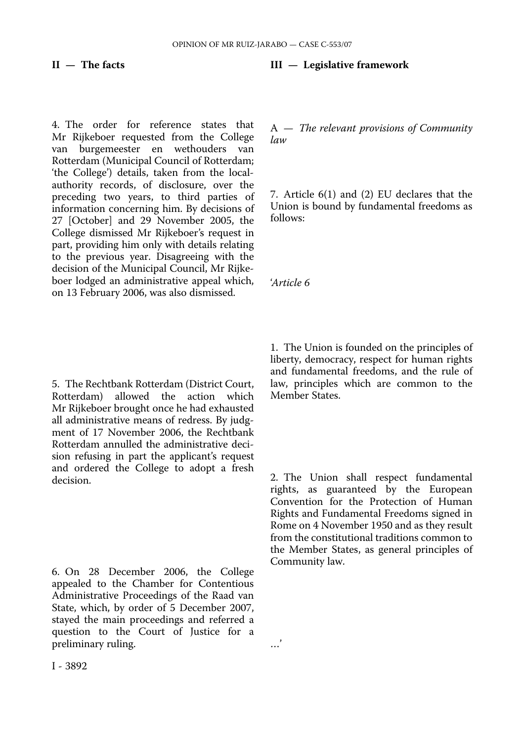## II — The facts

4. The order for reference states that Mr Rijkeboer requested from the College van burgemeester en wethouders van Rotterdam (Municipal Council of Rotterdam; 'the College') details, taken from the local-authority records, of disclosure, over the preceding two years, to third parties of information concerning him. By decisions of 27 [October] and 29 November 2005, the College dismissed Mr Rijkeboer's request in part, providing him only with details relating to the previous year. Disagreeing with the decision of the Municipal Council, Mr Rijkeboer lodged an administrative appeal which, on 13 February 2006, was also dismissed.

5. The Rechtbank Rotterdam (District Court, Rotterdam) allowed the action which Mr Rijkeboer brought once he had exhausted all administrative means of redress. By judgment of 17 November 2006, the Rechtbank Rotterdam annulled the administrative decision refusing in part the applicant's request and ordered the College to adopt a fresh decision.

6. On 28 December 2006, the College appealed to the Chamber for Contentious Administrative Proceedings of the Raad van State, which, by order of 5 December 2007, stayed the main proceedings and referred a question to the Court of Justice for a preliminary ruling.

## III — Legislative framework

### A — *The relevant provisions of Community law*

7. Article 6(1) and (2) EU declares that the Union is bound by fundamental freedoms as follows:

'*Article 6*

1. The Union is founded on the principles of liberty, democracy, respect for human rights and fundamental freedoms, and the rule of law, principles which are common to the Member States.

2. The Union shall respect fundamental rights, as guaranteed by the European Convention for the Protection of Human Rights and Fundamental Freedoms signed in Rome on 4 November 1950 and as they result from the constitutional traditions common to the Member States, as general principles of Community law.

...'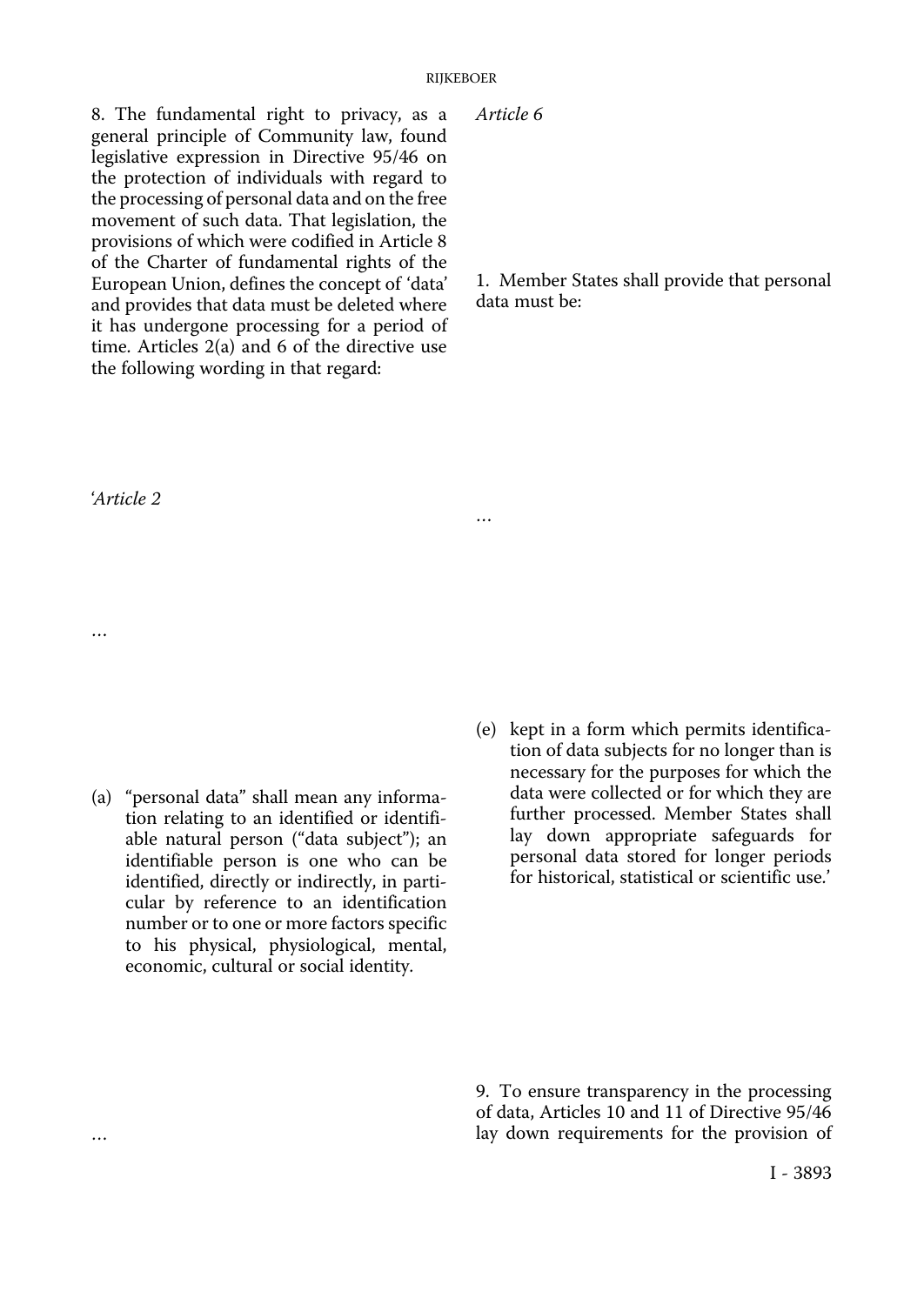8. The fundamental right to privacy, as a general principle of Community law, found legislative expression in Directive 95/46 on the protection of individuals with regard to the processing of personal data and on the free movement of such data. That legislation, the provisions of which were codified in Article 8 of the Charter of fundamental rights of the European Union, defines the concept of 'data' and provides that data must be deleted where it has undergone processing for a period of time. Articles 2(a) and 6 of the directive use the following wording in that regard:

'*Article 2*

…

(a) "personal data" shall mean any information relating to an identified or identifiable natural person ("data subject"); an identifiable person is one who can be identified, directly or indirectly, in particular by reference to an identification number or to one or more factors specific to his physical, physiological, mental, economic, cultural or social identity.

…

*Article 6*

1. Member States shall provide that personal data must be:

…

(e) kept in a form which permits identification of data subjects for no longer than is necessary for the purposes for which the data were collected or for which they are further processed. Member States shall lay down appropriate safeguards for personal data stored for longer periods for historical, statistical or scientific use.'

9. To ensure transparency in the processing of data, Articles 10 and 11 of Directive 95/46 lay down requirements for the provision of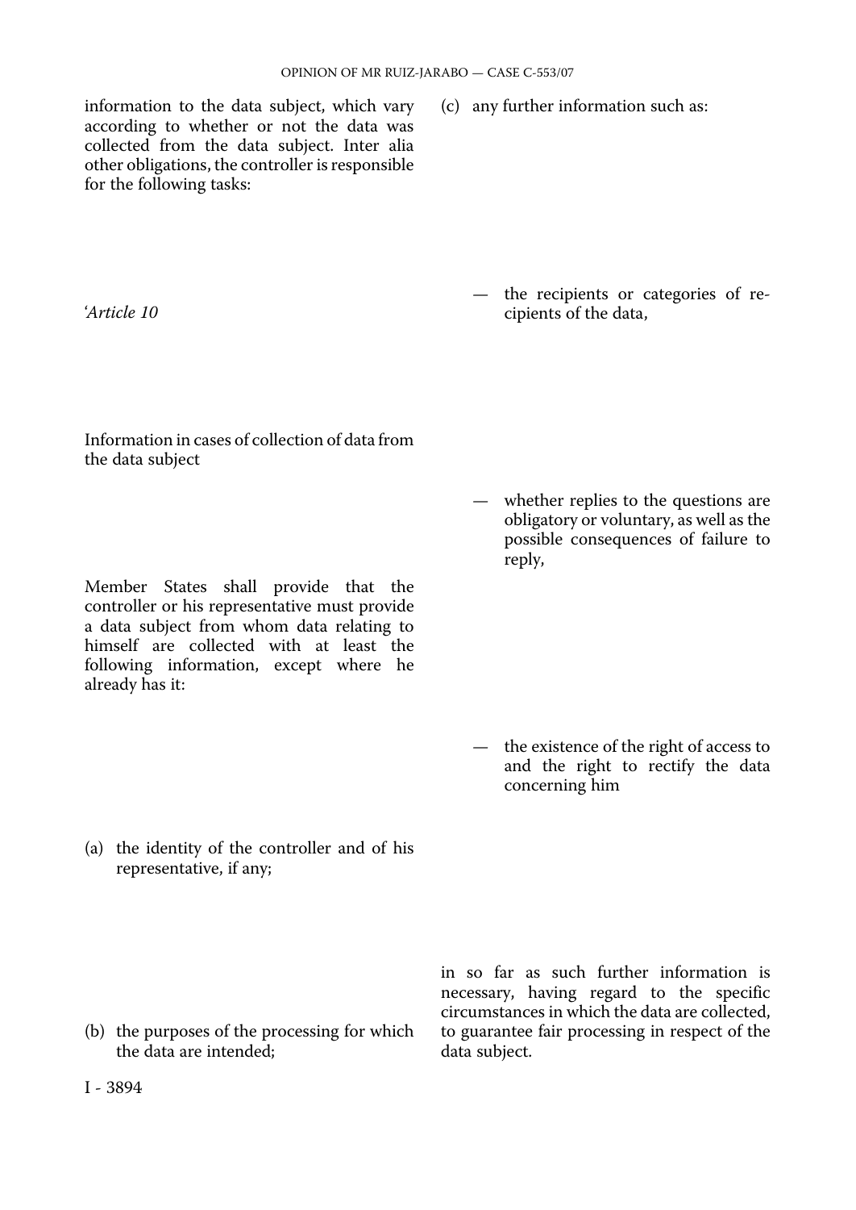information to the data subject, which vary according to whether or not the data was collected from the data subject. Inter alia other obligations, the controller is responsible for the following tasks:

'*Article 10*

Information in cases of collection of data from the data subject

Member States shall provide that the controller or his representative must provide a data subject from whom data relating to himself are collected with at least the following information, except where he already has it:

(a) the identity of the controller and of his representative, if any;

(b) the purposes of the processing for which the data are intended;

(c) any further information such as:

— the recipients or categories of recipients of the data,

— whether replies to the questions are obligatory or voluntary, as well as the possible consequences of failure to reply,

— the existence of the right of access to and the right to rectify the data concerning him

in so far as such further information is necessary, having regard to the specific circumstances in which the data are collected, to guarantee fair processing in respect of the data subject.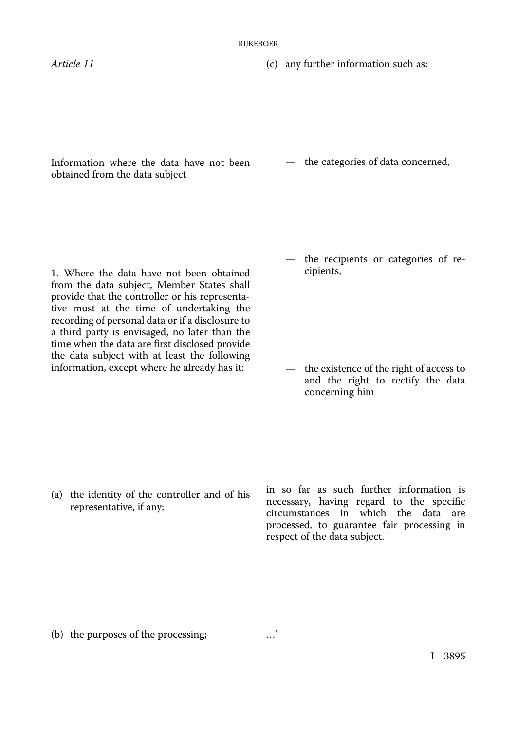*Article 11*

Information where the data have not been obtained from the data subject

1. Where the data have not been obtained from the data subject, Member States shall provide that the controller or his representative must at the time of undertaking the recording of personal data or if a disclosure to a third party is envisaged, no later than the time when the data are first disclosed provide the data subject with at least the following information, except where he already has it:

(a) the identity of the controller and of his representative, if any;

(b) the purposes of the processing;

(c) any further information such as:

— the categories of data concerned,

— the recipients or categories of recipients,

— the existence of the right of access to and the right to rectify the data concerning him

in so far as such further information is necessary, having regard to the specific circumstances in which the data are processed, to guarantee fair processing in respect of the data subject.

…'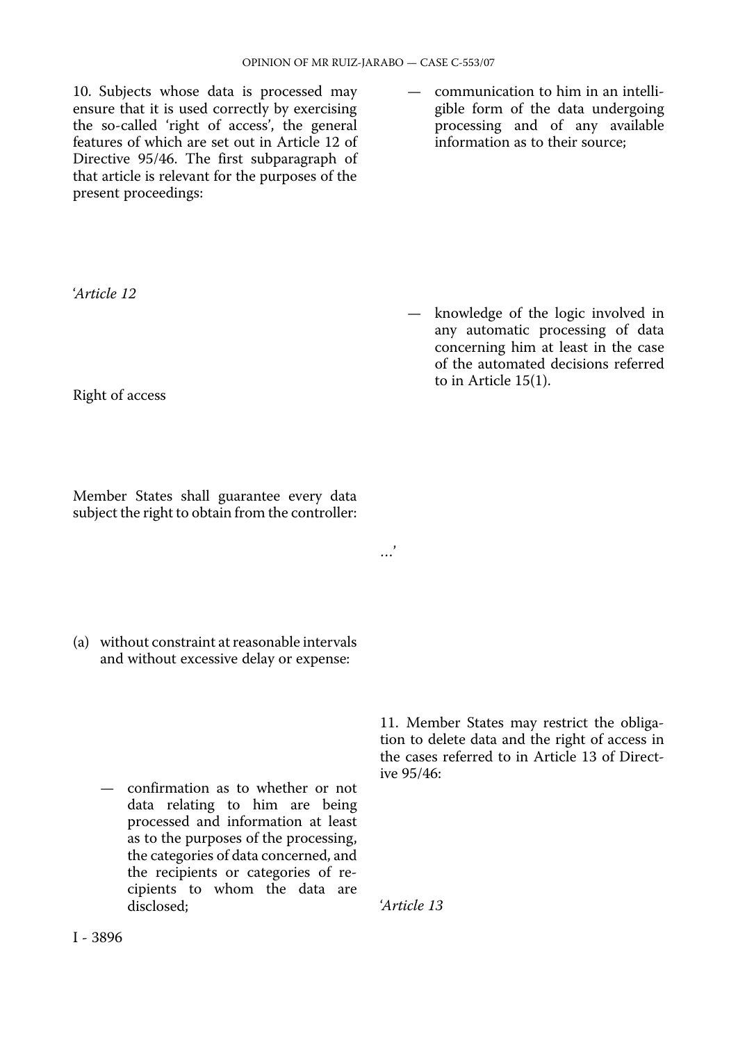10. Subjects whose data is processed may ensure that it is used correctly by exercising the so-called 'right of access', the general features of which are set out in Article 12 of Directive 95/46. The first subparagraph of that article is relevant for the purposes of the present proceedings:

'*Article 12*

Right of access

Member States shall guarantee every data subject the right to obtain from the controller:

(a) without constraint at reasonable intervals and without excessive delay or expense:

— confirmation as to whether or not data relating to him are being processed and information at least as to the purposes of the processing, the categories of data concerned, and the recipients or categories of recipients to whom the data are disclosed;

— communication to him in an intelligible form of the data undergoing processing and of any available information as to their source;

— knowledge of the logic involved in any automatic processing of data concerning him at least in the case of the automated decisions referred to in Article 15(1).

...'

11. Member States may restrict the obligation to delete data and the right of access in the cases referred to in Article 13 of Directive 95/46:

'*Article 13*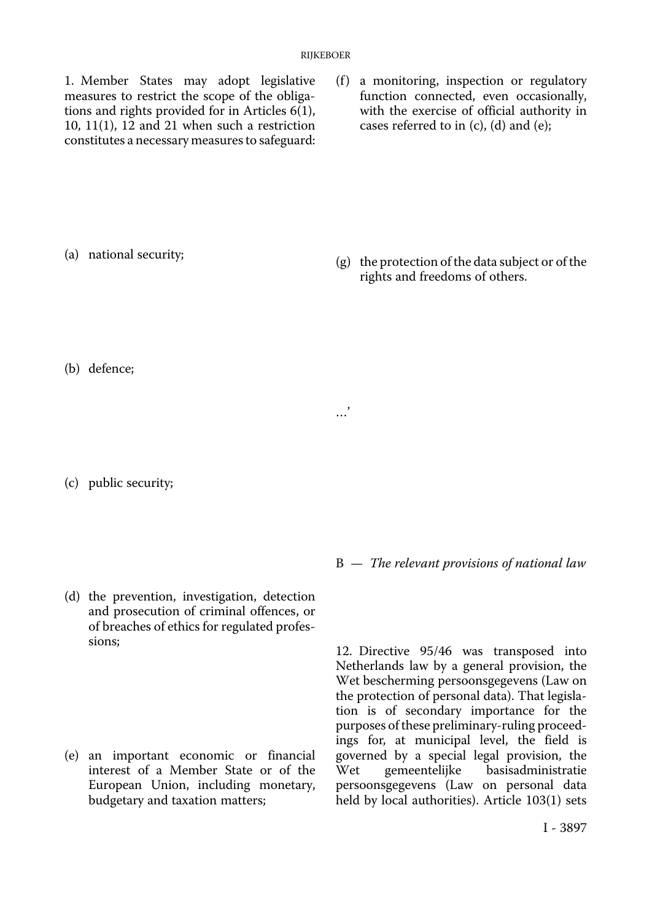1. Member States may adopt legislative measures to restrict the scope of the obligations and rights provided for in Articles 6(1), 10, 11(1), 12 and 21 when such a restriction constitutes a necessary measures to safeguard:

(a) national security;

(b) defence;

(c) public security;

(d) the prevention, investigation, detection and prosecution of criminal offences, or of breaches of ethics for regulated professions;

(e) an important economic or financial interest of a Member State or of the European Union, including monetary, budgetary and taxation matters;

(f) a monitoring, inspection or regulatory function connected, even occasionally, with the exercise of official authority in cases referred to in (c), (d) and (e);

(g) the protection of the data subject or of the rights and freedoms of others.

…'

B — *The relevant provisions of national law*

12. Directive 95/46 was transposed into Netherlands law by a general provision, the Wet bescherming persoonsgegevens (Law on the protection of personal data). That legislation is of secondary importance for the purposes of these preliminary-ruling proceedings for, at municipal level, the field is governed by a special legal provision, the Wet gemeentelijke basisadministratie persoonsgegevens (Law on personal data held by local authorities). Article 103(1) sets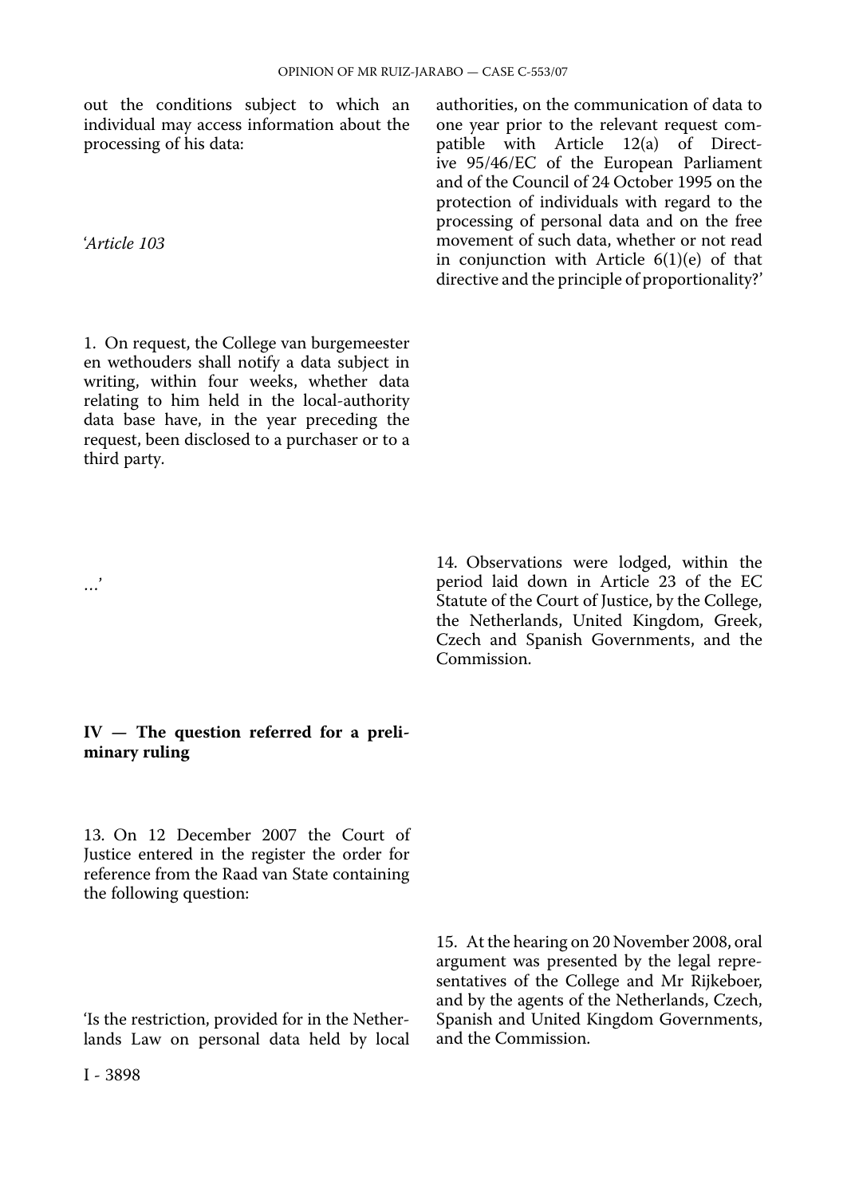out the conditions subject to which an individual may access information about the processing of his data:

'*Article 103*

1. On request, the College van burgemeester en wethouders shall notify a data subject in writing, within four weeks, whether data relating to him held in the local-authority data base have, in the year preceding the request, been disclosed to a purchaser or to a third party.

…'

## IV — The question referred for a preliminary ruling

13. On 12 December 2007 the Court of Justice entered in the register the order for reference from the Raad van State containing the following question:

'Is the restriction, provided for in the Netherlands Law on personal data held by local authorities, on the communication of data to one year prior to the relevant request compatible with Article 12(a) of Directive 95/46/EC of the European Parliament and of the Council of 24 October 1995 on the protection of individuals with regard to the processing of personal data and on the free movement of such data, whether or not read in conjunction with Article 6(1)(e) of that directive and the principle of proportionality?'

14. Observations were lodged, within the period laid down in Article 23 of the EC Statute of the Court of Justice, by the College, the Netherlands, United Kingdom, Greek, Czech and Spanish Governments, and the Commission.

15. At the hearing on 20 November 2008, oral argument was presented by the legal representatives of the College and Mr Rijkeboer, and by the agents of the Netherlands, Czech, Spanish and United Kingdom Governments, and the Commission.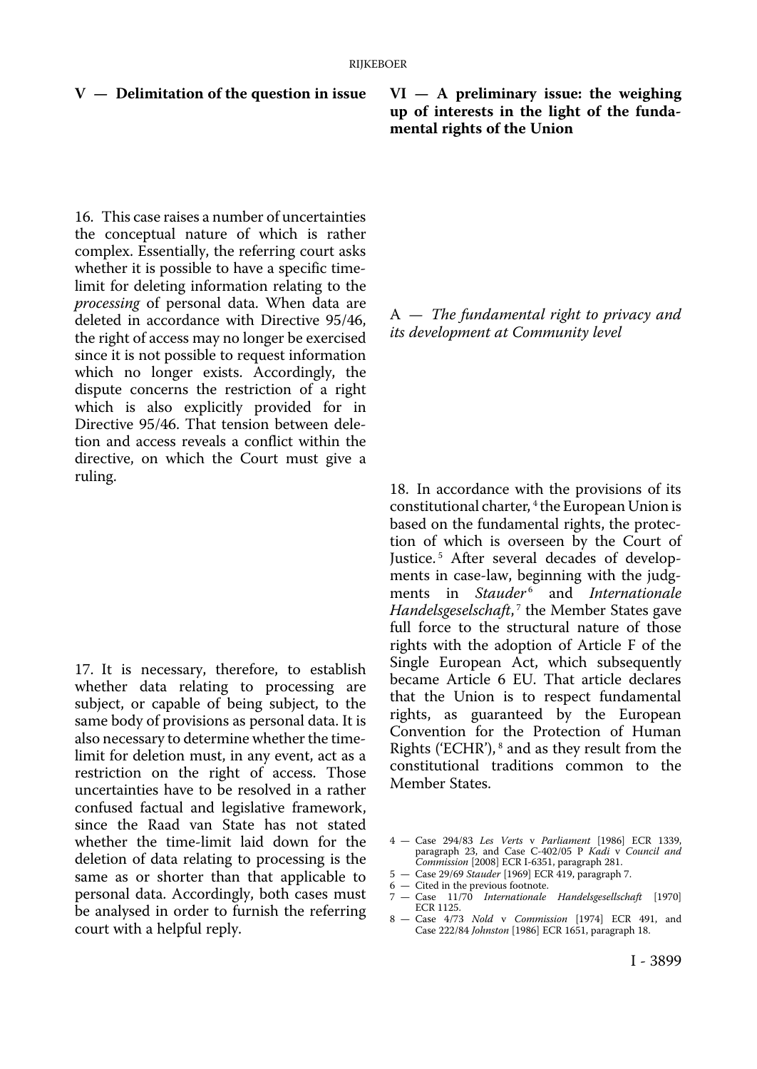## V — Delimitation of the question in issue

16. This case raises a number of uncertainties the conceptual nature of which is rather complex. Essentially, the referring court asks whether it is possible to have a specific time-limit for deleting information relating to the *processing* of personal data. When data are deleted in accordance with Directive 95/46, the right of access may no longer be exercised since it is not possible to request information which no longer exists. Accordingly, the dispute concerns the restriction of a right which is also explicitly provided for in Directive 95/46. That tension between deletion and access reveals a conflict within the directive, on which the Court must give a ruling.

17. It is necessary, therefore, to establish whether data relating to processing are subject, or capable of being subject, to the same body of provisions as personal data. It is also necessary to determine whether the time-limit for deletion must, in any event, act as a restriction on the right of access. Those uncertainties have to be resolved in a rather confused factual and legislative framework, since the Raad van State has not stated whether the time-limit laid down for the deletion of data relating to processing is the same as or shorter than that applicable to personal data. Accordingly, both cases must be analysed in order to furnish the referring court with a helpful reply.

## VI — A preliminary issue: the weighing up of interests in the light of the fundamental rights of the Union

### A — *The fundamental right to privacy and its development at Community level*

18. In accordance with the provisions of its constitutional charter, [4] the European Union is based on the fundamental rights, the protection of which is overseen by the Court of Justice. [5] After several decades of developments in case-law, beginning with the judgments in *Stauder* [6] and *Internationale Handelsgeselschaft*, [7] the Member States gave full force to the structural nature of those rights with the adoption of Article F of the Single European Act, which subsequently became Article 6 EU. That article declares that the Union is to respect fundamental rights, as guaranteed by the European Convention for the Protection of Human Rights ('ECHR'), [8] and as they result from the constitutional traditions common to the Member States.

4 — Case 294/83 *Les Verts* v *Parliament* [1986] ECR 1339, paragraph 23, and Case C-402/05 P *Kadi* v *Council and Commission* [2008] ECR I-6351, paragraph 281.

5 — Case 29/69 *Stauder* [1969] ECR 419, paragraph 7.

6 — Cited in the previous footnote.

7 — Case 11/70 *Internationale Handelsgesellschaft* [1970] ECR 1125.

8 — Case 4/73 *Nold* v *Commission* [1974] ECR 491, and Case 222/84 *Johnston* [1986] ECR 1651, paragraph 18.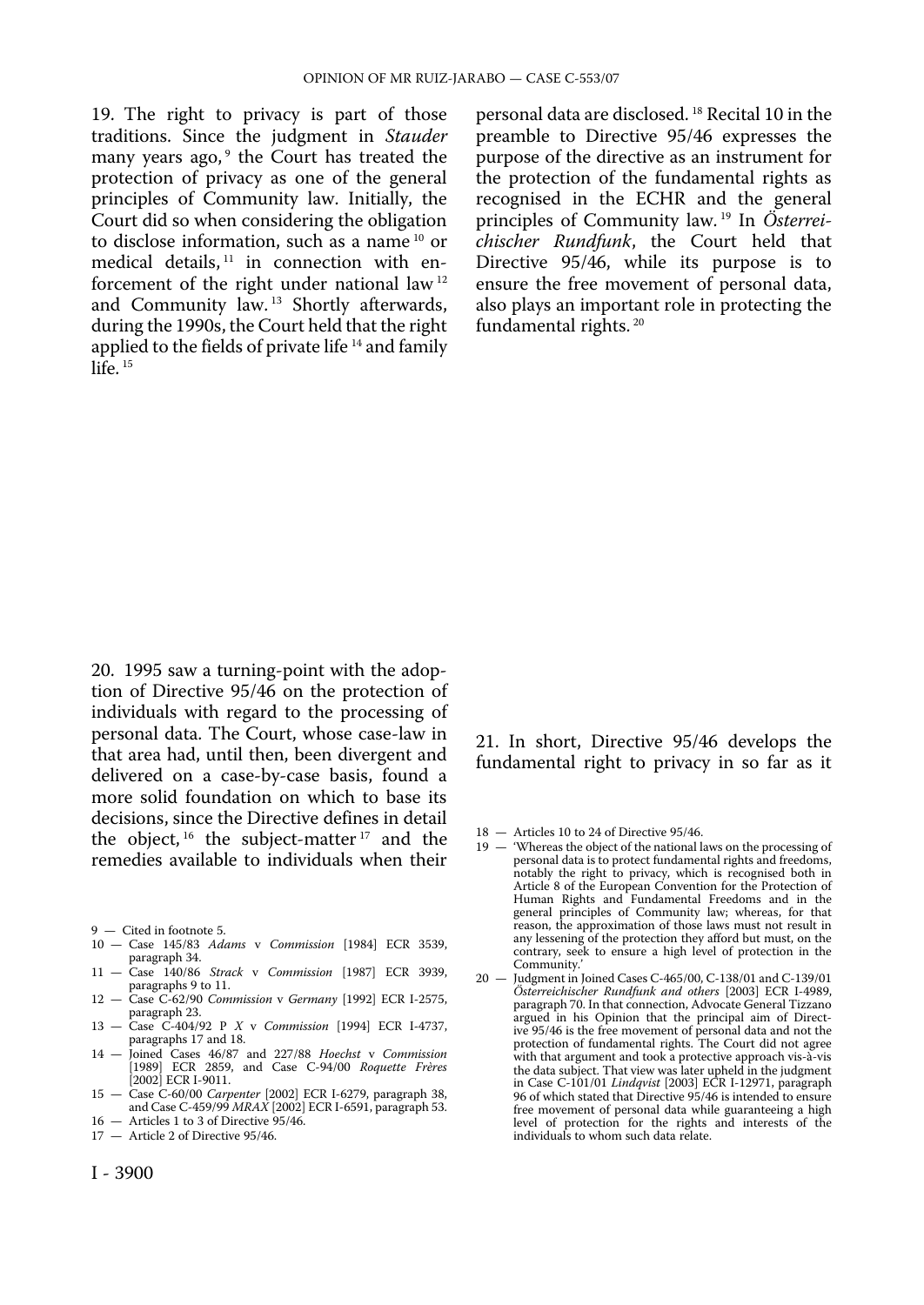19. The right to privacy is part of those traditions. Since the judgment in *Stauder* many years ago,[9] the Court has treated the protection of privacy as one of the general principles of Community law. Initially, the Court did so when considering the obligation to disclose information, such as a name[10] or medical details,[11] in connection with enforcement of the right under national law[12] and Community law.[13] Shortly afterwards, during the 1990s, the Court held that the right applied to the fields of private life[14] and family life.[15]

20. 1995 saw a turning-point with the adoption of Directive 95/46 on the protection of individuals with regard to the processing of personal data. The Court, whose case-law in that area had, until then, been divergent and delivered on a case-by-case basis, found a more solid foundation on which to base its decisions, since the Directive defines in detail the object,[16] the subject-matter[17] and the remedies available to individuals when their personal data are disclosed.[18] Recital 10 in the preamble to Directive 95/46 expresses the purpose of the directive as an instrument for the protection of the fundamental rights as recognised in the ECHR and the general principles of Community law.[19] In *Österreichischer Rundfunk*, the Court held that Directive 95/46, while its purpose is to ensure the free movement of personal data, also plays an important role in protecting the fundamental rights.[20]

21. In short, Directive 95/46 develops the fundamental right to privacy in so far as it

---

9 — Cited in footnote 5.

10 — Case 145/83 *Adams* v *Commission* [1984] ECR 3539, paragraph 34.

11 — Case 140/86 *Strack* v *Commission* [1987] ECR 3939, paragraphs 9 to 11.

12 — Case C-62/90 *Commission* v *Germany* [1992] ECR I-2575, paragraph 23.

13 — Case C-404/92 P *X* v *Commission* [1994] ECR I-4737, paragraphs 17 and 18.

14 — Joined Cases 46/87 and 227/88 *Hoechst* v *Commission* [1989] ECR 2859, and Case C-94/00 *Roquette Frères* [2002] ECR I-9011.

15 — Case C-60/00 *Carpenter* [2002] ECR I-6279, paragraph 38, and Case C-459/99 *MRAX* [2002] ECR I-6591, paragraph 53.

16 — Articles 1 to 3 of Directive 95/46.

17 — Article 2 of Directive 95/46.

18 — Articles 10 to 24 of Directive 95/46.

19 — 'Whereas the object of the national laws on the processing of personal data is to protect fundamental rights and freedoms, notably the right to privacy, which is recognised both in Article 8 of the European Convention for the Protection of Human Rights and Fundamental Freedoms and in the general principles of Community law; whereas, for that reason, the approximation of those laws must not result in any lessening of the protection they afford but must, on the contrary, seek to ensure a high level of protection in the Community.'

20 — Judgment in Joined Cases C-465/00, C-138/01 and C-139/01 *Österreichischer Rundfunk and others* [2003] ECR I-4989, paragraph 70. In that connection, Advocate General Tizzano argued in his Opinion that the principal aim of Directive 95/46 is the free movement of personal data and not the protection of fundamental rights. The Court did not agree with that argument and took a protective approach vis-à-vis the data subject. That view was later upheld in the judgment in Case C-101/01 *Lindqvist* [2003] ECR I-12971, paragraph 96 of which stated that Directive 95/46 is intended to ensure free movement of personal data while guaranteeing a high level of protection for the rights and interests of the individuals to whom such data relate.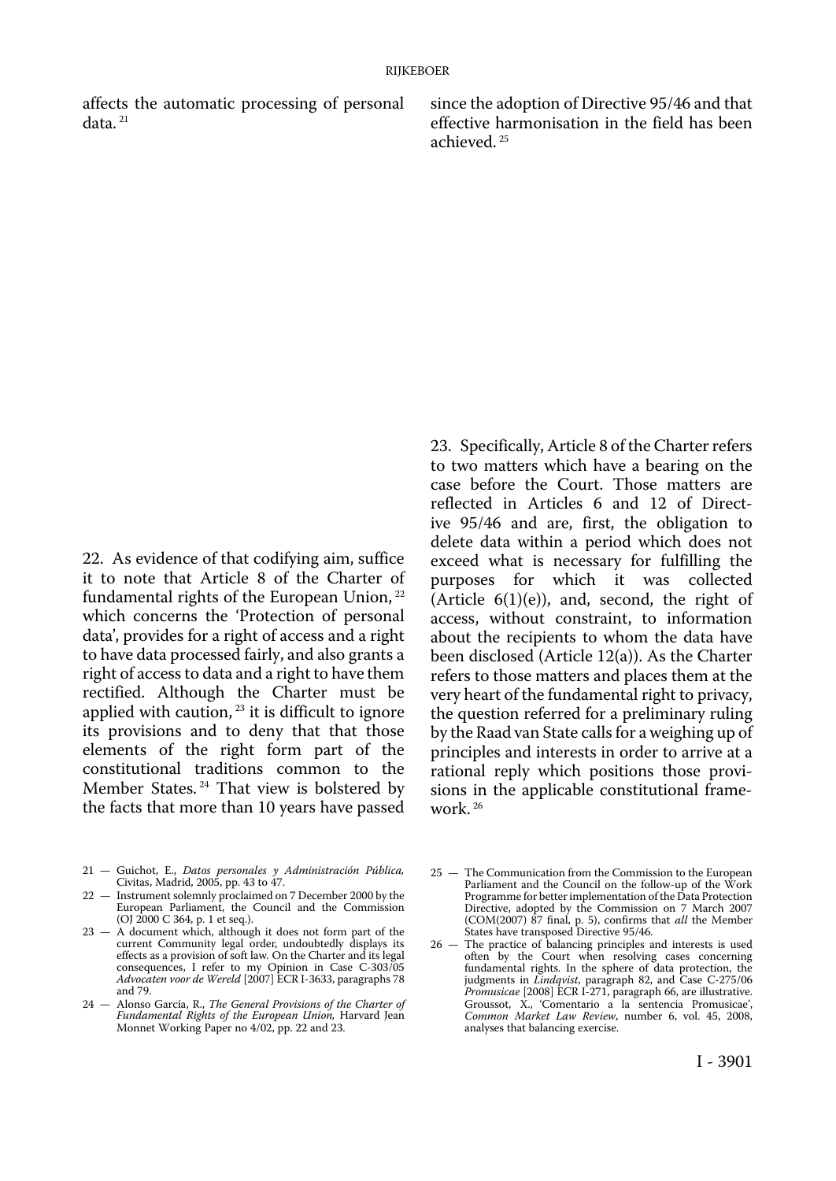affects the automatic processing of personal data.[21]

22. As evidence of that codifying aim, suffice it to note that Article 8 of the Charter of fundamental rights of the European Union,[22] which concerns the 'Protection of personal data', provides for a right of access and a right to have data processed fairly, and also grants a right of access to data and a right to have them rectified. Although the Charter must be applied with caution,[23] it is difficult to ignore its provisions and to deny that that those elements of the right form part of the constitutional traditions common to the Member States.[24] That view is bolstered by the facts that more than 10 years have passed since the adoption of Directive 95/46 and that effective harmonisation in the field has been achieved.[25]

23. Specifically, Article 8 of the Charter refers to two matters which have a bearing on the case before the Court. Those matters are reflected in Articles 6 and 12 of Directive 95/46 and are, first, the obligation to delete data within a period which does not exceed what is necessary for fulfilling the purposes for which it was collected (Article 6(1)(e)), and, second, the right of access, without constraint, to information about the recipients to whom the data have been disclosed (Article 12(a)). As the Charter refers to those matters and places them at the very heart of the fundamental right to privacy, the question referred for a preliminary ruling by the Raad van State calls for a weighing up of principles and interests in order to arrive at a rational reply which positions those provisions in the applicable constitutional framework.[26]

---

21 — Guichot, E., *Datos personales y Administración Pública*, Civitas, Madrid, 2005, pp. 43 to 47.

22 — Instrument solemnly proclaimed on 7 December 2000 by the European Parliament, the Council and the Commission (OJ 2000 C 364, p. 1 et seq.).

23 — A document which, although it does not form part of the current Community legal order, undoubtedly displays its effects as a provision of soft law. On the Charter and its legal consequences, I refer to my Opinion in Case C-303/05 *Advocaten voor de Wereld* [2007] ECR I-3633, paragraphs 78 and 79.

24 — Alonso García, R., *The General Provisions of the Charter of Fundamental Rights of the European Union*, Harvard Jean Monnet Working Paper no 4/02, pp. 22 and 23.

25 — The Communication from the Commission to the European Parliament and the Council on the follow-up of the Work Programme for better implementation of the Data Protection Directive, adopted by the Commission on 7 March 2007 (COM(2007) 87 final, p. 5), confirms that *all* the Member States have transposed Directive 95/46.

26 — The practice of balancing principles and interests is used often by the Court when resolving cases concerning fundamental rights. In the sphere of data protection, the judgments in *Lindqvist*, paragraph 82, and Case C-275/06 *Promusicae* [2008] ECR I-271, paragraph 66, are illustrative. Groussot, X., 'Comentario a la sentencia Promusicae', *Common Market Law Review*, number 6, vol. 45, 2008, analyses that balancing exercise.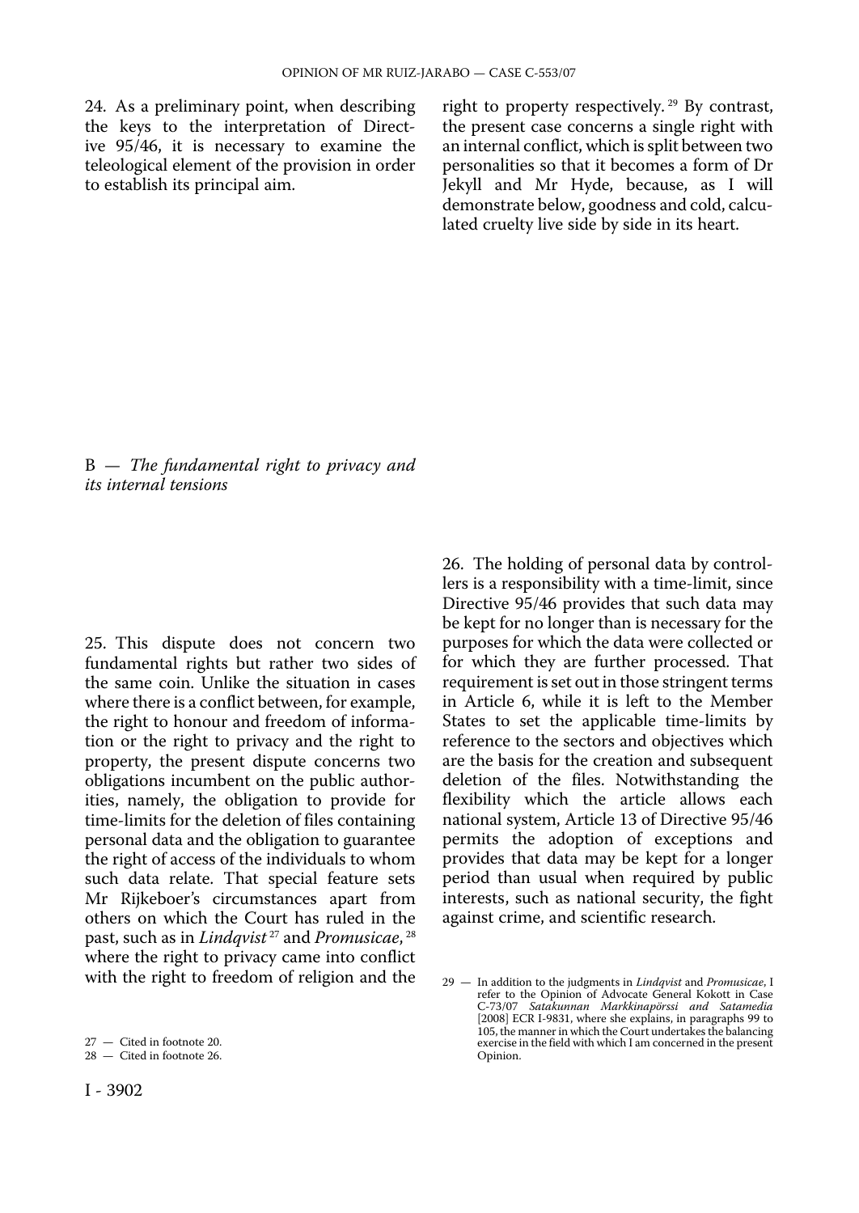24. As a preliminary point, when describing the keys to the interpretation of Directive 95/46, it is necessary to examine the teleological element of the provision in order to establish its principal aim.

## B — *The fundamental right to privacy and its internal tensions*

25. This dispute does not concern two fundamental rights but rather two sides of the same coin. Unlike the situation in cases where there is a conflict between, for example, the right to honour and freedom of information or the right to privacy and the right to property, the present dispute concerns two obligations incumbent on the public authorities, namely, the obligation to provide for time-limits for the deletion of files containing personal data and the obligation to guarantee the right of access of the individuals to whom such data relate. That special feature sets Mr Rijkeboer's circumstances apart from others on which the Court has ruled in the past, such as in *Lindqvist* [27] and *Promusicae*, [28] where the right to privacy came into conflict with the right to freedom of religion and the right to property respectively. [29] By contrast, the present case concerns a single right with an internal conflict, which is split between two personalities so that it becomes a form of Dr Jekyll and Mr Hyde, because, as I will demonstrate below, goodness and cold, calculated cruelty live side by side in its heart.

26. The holding of personal data by controllers is a responsibility with a time-limit, since Directive 95/46 provides that such data may be kept for no longer than is necessary for the purposes for which the data were collected or for which they are further processed. That requirement is set out in those stringent terms in Article 6, while it is left to the Member States to set the applicable time-limits by reference to the sectors and objectives which are the basis for the creation and subsequent deletion of the files. Notwithstanding the flexibility which the article allows each national system, Article 13 of Directive 95/46 permits the adoption of exceptions and provides that data may be kept for a longer period than usual when required by public interests, such as national security, the fight against crime, and scientific research.

27 — Cited in footnote 20.

28 — Cited in footnote 26.

29 — In addition to the judgments in *Lindqvist* and *Promusicae*, I refer to the Opinion of Advocate General Kokott in Case C-73/07 *Satakunnan Markkinapörssi and Satamedia* [2008] ECR I-9831, where she explains, in paragraphs 99 to 105, the manner in which the Court undertakes the balancing exercise in the field with which I am concerned in the present Opinion.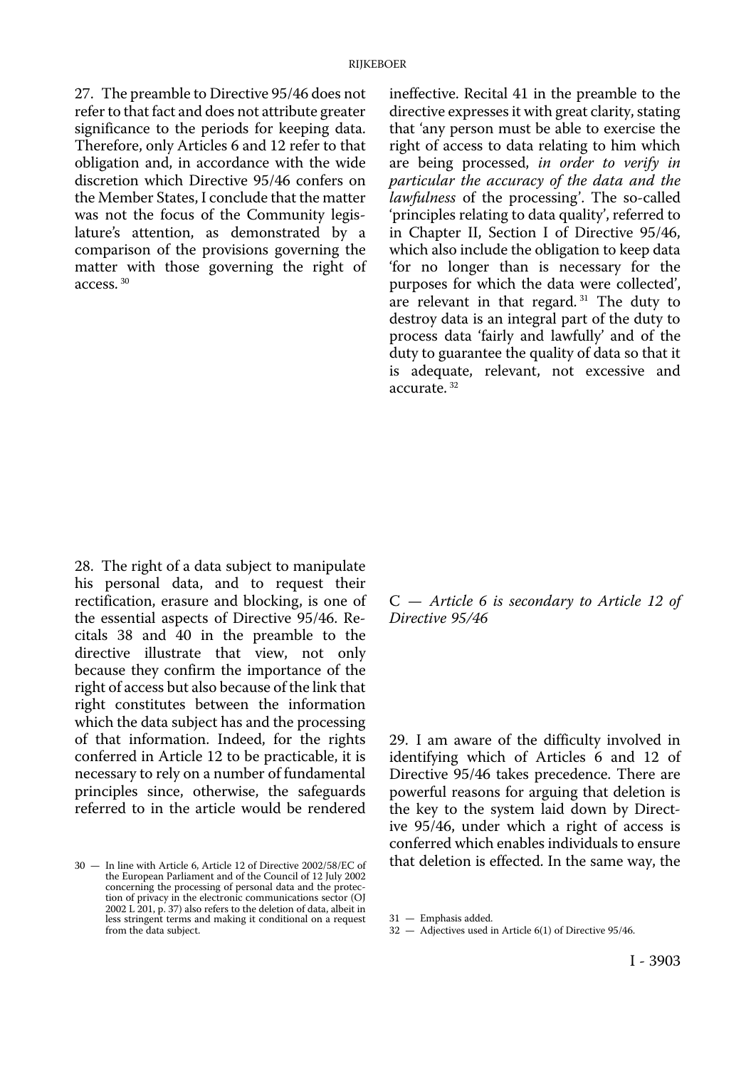27. The preamble to Directive 95/46 does not refer to that fact and does not attribute greater significance to the periods for keeping data. Therefore, only Articles 6 and 12 refer to that obligation and, in accordance with the wide discretion which Directive 95/46 confers on the Member States, I conclude that the matter was not the focus of the Community legislature's attention, as demonstrated by a comparison of the provisions governing the matter with those governing the right of access. [30]

28. The right of a data subject to manipulate his personal data, and to request their rectification, erasure and blocking, is one of the essential aspects of Directive 95/46. Recitals 38 and 40 in the preamble to the directive illustrate that view, not only because they confirm the importance of the right of access but also because of the link that right constitutes between the information which the data subject has and the processing of that information. Indeed, for the rights conferred in Article 12 to be practicable, it is necessary to rely on a number of fundamental principles since, otherwise, the safeguards referred to in the article would be rendered ineffective. Recital 41 in the preamble to the directive expresses it with great clarity, stating that 'any person must be able to exercise the right of access to data relating to him which are being processed, *in order to verify in particular the accuracy of the data and the lawfulness* of the processing'. The so-called 'principles relating to data quality', referred to in Chapter II, Section I of Directive 95/46, which also include the obligation to keep data 'for no longer than is necessary for the purposes for which the data were collected', are relevant in that regard. [31] The duty to destroy data is an integral part of the duty to process data 'fairly and lawfully' and of the duty to guarantee the quality of data so that it is adequate, relevant, not excessive and accurate. [32]

### C — *Article 6 is secondary to Article 12 of Directive 95/46*

29. I am aware of the difficulty involved in identifying which of Articles 6 and 12 of Directive 95/46 takes precedence. There are powerful reasons for arguing that deletion is the key to the system laid down by Directive 95/46, under which a right of access is conferred which enables individuals to ensure that deletion is effected. In the same way, the

30 — In line with Article 6, Article 12 of Directive 2002/58/EC of the European Parliament and of the Council of 12 July 2002 concerning the processing of personal data and the protection of privacy in the electronic communications sector (OJ 2002 L 201, p. 37) also refers to the deletion of data, albeit in less stringent terms and making it conditional on a request from the data subject.

31 — Emphasis added.

32 — Adjectives used in Article 6(1) of Directive 95/46.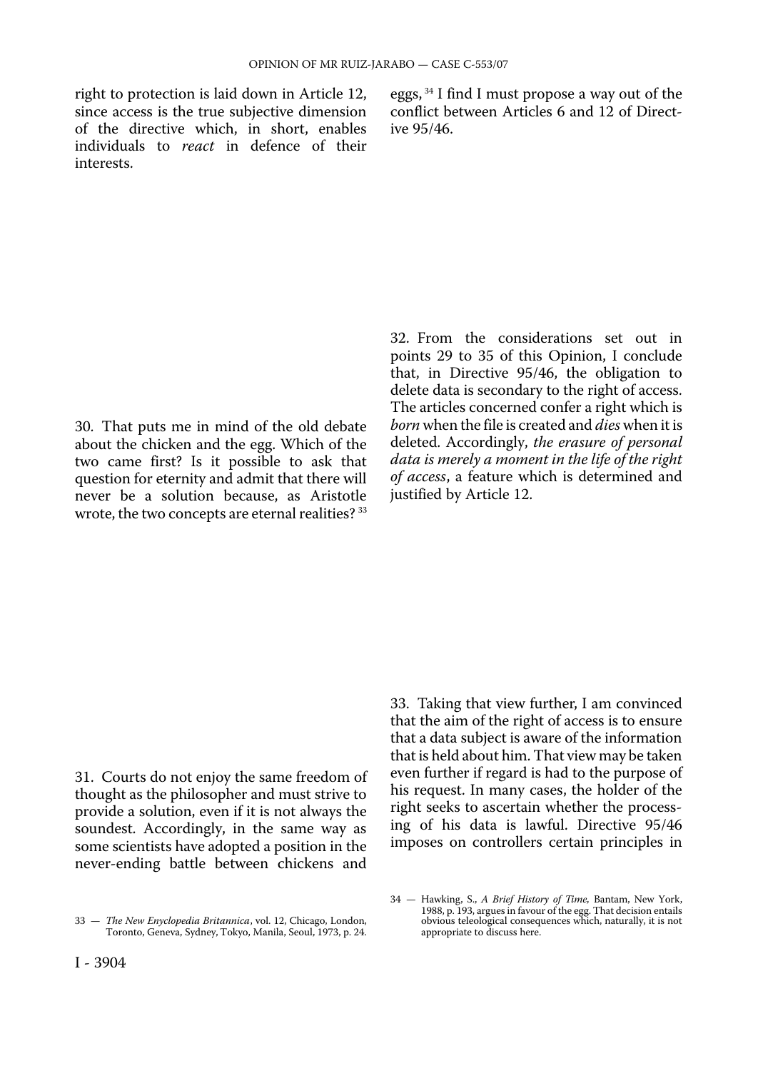right to protection is laid down in Article 12, since access is the true subjective dimension of the directive which, in short, enables individuals to *react* in defence of their interests.

30. That puts me in mind of the old debate about the chicken and the egg. Which of the two came first? Is it possible to ask that question for eternity and admit that there will never be a solution because, as Aristotle wrote, the two concepts are eternal realities? [33]

31. Courts do not enjoy the same freedom of thought as the philosopher and must strive to provide a solution, even if it is not always the soundest. Accordingly, in the same way as some scientists have adopted a position in the never-ending battle between chickens and eggs, [34] I find I must propose a way out of the conflict between Articles 6 and 12 of Directive 95/46.

32. From the considerations set out in points 29 to 35 of this Opinion, I conclude that, in Directive 95/46, the obligation to delete data is secondary to the right of access. The articles concerned confer a right which is *born* when the file is created and *dies* when it is deleted. Accordingly, *the erasure of personal data is merely a moment in the life of the right of access*, a feature which is determined and justified by Article 12.

33. Taking that view further, I am convinced that the aim of the right of access is to ensure that a data subject is aware of the information that is held about him. That view may be taken even further if regard is had to the purpose of his request. In many cases, the holder of the right seeks to ascertain whether the processing of his data is lawful. Directive 95/46 imposes on controllers certain principles in

---

33 — *The New Encyclopedia Britannica*, vol. 12, Chicago, London, Toronto, Geneva, Sydney, Tokyo, Manila, Seoul, 1973, p. 24.

34 — Hawking, S., *A Brief History of Time*, Bantam, New York, 1988, p. 193, argues in favour of the egg. That decision entails obvious teleological consequences which, naturally, it is not appropriate to discuss here.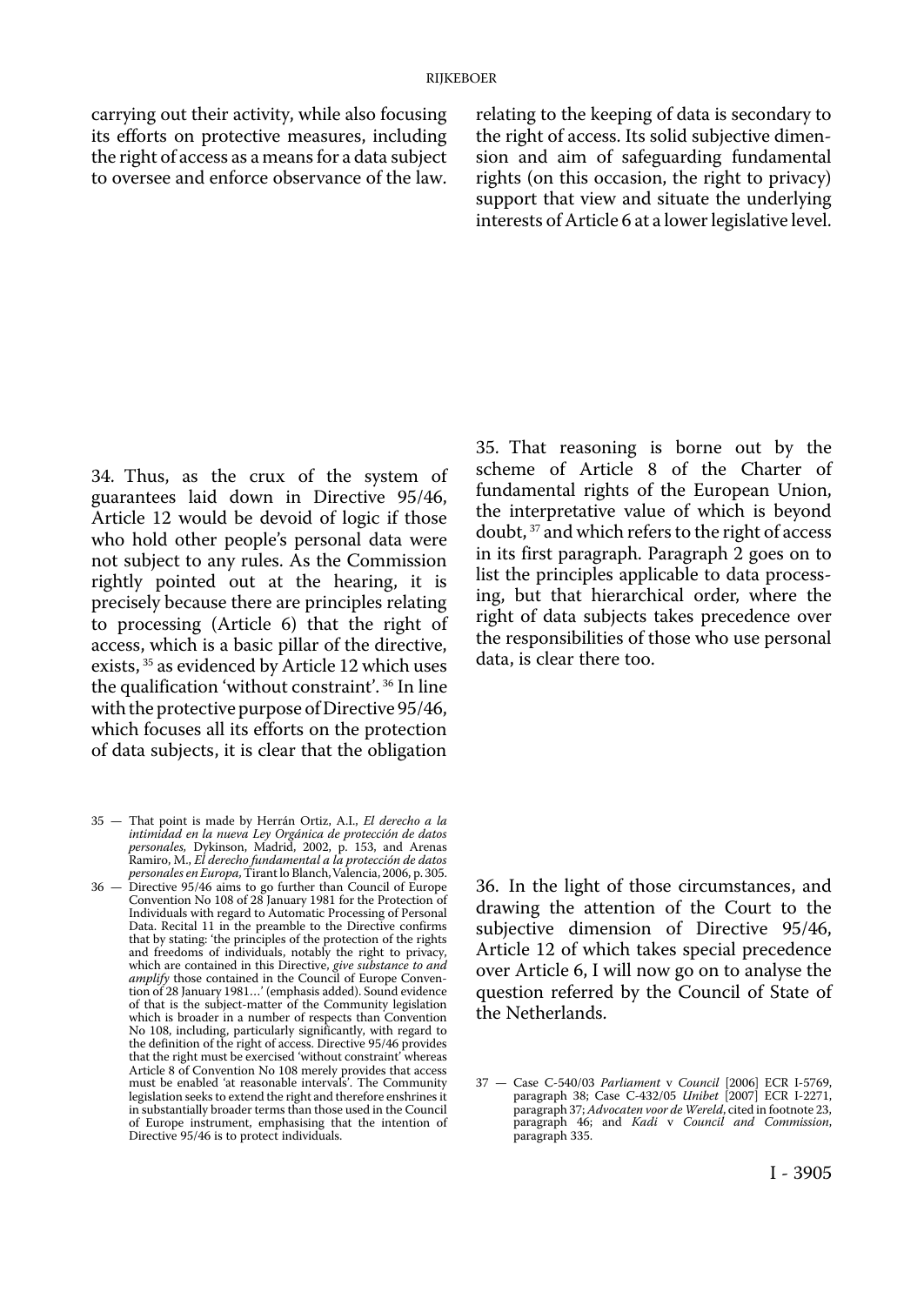carrying out their activity, while also focusing its efforts on protective measures, including the right of access as a means for a data subject to oversee and enforce observance of the law.

34. Thus, as the crux of the system of guarantees laid down in Directive 95/46, Article 12 would be devoid of logic if those who hold other people's personal data were not subject to any rules. As the Commission rightly pointed out at the hearing, it is precisely because there are principles relating to processing (Article 6) that the right of access, which is a basic pillar of the directive, exists, [35] as evidenced by Article 12 which uses the qualification 'without constraint'. [36] In line with the protective purpose of Directive 95/46, which focuses all its efforts on the protection of data subjects, it is clear that the obligation relating to the keeping of data is secondary to the right of access. Its solid subjective dimension and aim of safeguarding fundamental rights (on this occasion, the right to privacy) support that view and situate the underlying interests of Article 6 at a lower legislative level.

35. That reasoning is borne out by the scheme of Article 8 of the Charter of fundamental rights of the European Union, the interpretative value of which is beyond doubt, [37] and which refers to the right of access in its first paragraph. Paragraph 2 goes on to list the principles applicable to data processing, but that hierarchical order, where the right of data subjects takes precedence over the responsibilities of those who use personal data, is clear there too.

36. In the light of those circumstances, and drawing the attention of the Court to the subjective dimension of Directive 95/46, Article 12 of which takes special precedence over Article 6, I will now go on to analyse the question referred by the Council of State of the Netherlands.

---

35 — That point is made by Herrán Ortiz, A.I., *El derecho a la intimidad en la nueva Ley Orgánica de protección de datos personales*, Dykinson, Madrid, 2002, p. 153, and Arenas Ramiro, M., *El derecho fundamental a la protección de datos personales en Europa*, Tirant lo Blanch, Valencia, 2006, p. 305.

36 — Directive 95/46 aims to go further than Council of Europe Convention No 108 of 28 January 1981 for the Protection of Individuals with regard to Automatic Processing of Personal Data. Recital 11 in the preamble to the Directive confirms that by stating: 'the principles of the protection of the rights and freedoms of individuals, notably the right to privacy, which are contained in this Directive, *give substance to and amplify* those contained in the Council of Europe Convention of 28 January 1981...' (emphasis added). Sound evidence of that is the subject-matter of the Community legislation which is broader in a number of respects than Convention No 108, including, particularly significantly, with regard to the definition of the right of access. Directive 95/46 provides that the right must be exercised 'without constraint' whereas Article 8 of Convention No 108 merely provides that access must be enabled 'at reasonable intervals'. The Community legislation seeks to extend the right and therefore enshrines it in substantially broader terms than those used in the Council of Europe instrument, emphasising that the intention of Directive 95/46 is to protect individuals.

37 — Case C-540/03 *Parliament* v *Council* [2006] ECR I-5769, paragraph 38; Case C-432/05 *Unibet* [2007] ECR I-2271, paragraph 37; *Advocaten voor de Wereld*, cited in footnote 23, paragraph 46; and *Kadi* v *Council and Commission*, paragraph 335.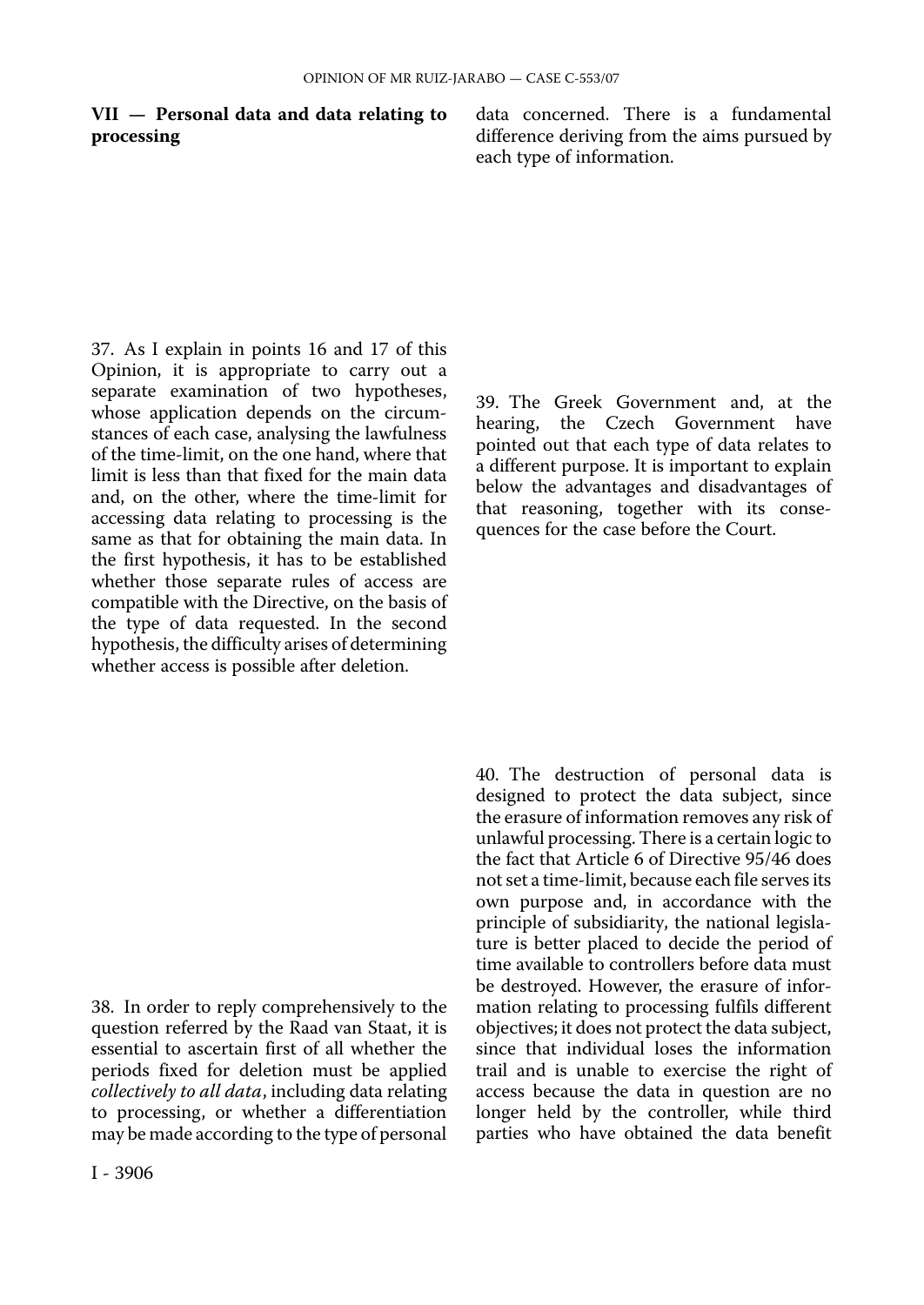## VII — Personal data and data relating to processing

37. As I explain in points 16 and 17 of this Opinion, it is appropriate to carry out a separate examination of two hypotheses, whose application depends on the circumstances of each case, analysing the lawfulness of the time-limit, on the one hand, where that limit is less than that fixed for the main data and, on the other, where the time-limit for accessing data relating to processing is the same as that for obtaining the main data. In the first hypothesis, it has to be established whether those separate rules of access are compatible with the Directive, on the basis of the type of data requested. In the second hypothesis, the difficulty arises of determining whether access is possible after deletion.

38. In order to reply comprehensively to the question referred by the Raad van Staat, it is essential to ascertain first of all whether the periods fixed for deletion must be applied *collectively to all data*, including data relating to processing, or whether a differentiation may be made according to the type of personal data concerned. There is a fundamental difference deriving from the aims pursued by each type of information.

39. The Greek Government and, at the hearing, the Czech Government have pointed out that each type of data relates to a different purpose. It is important to explain below the advantages and disadvantages of that reasoning, together with its consequences for the case before the Court.

40. The destruction of personal data is designed to protect the data subject, since the erasure of information removes any risk of unlawful processing. There is a certain logic to the fact that Article 6 of Directive 95/46 does not set a time-limit, because each file serves its own purpose and, in accordance with the principle of subsidiarity, the national legislature is better placed to decide the period of time available to controllers before data must be destroyed. However, the erasure of information relating to processing fulfils different objectives; it does not protect the data subject, since that individual loses the information trail and is unable to exercise the right of access because the data in question are no longer held by the controller, while third parties who have obtained the data benefit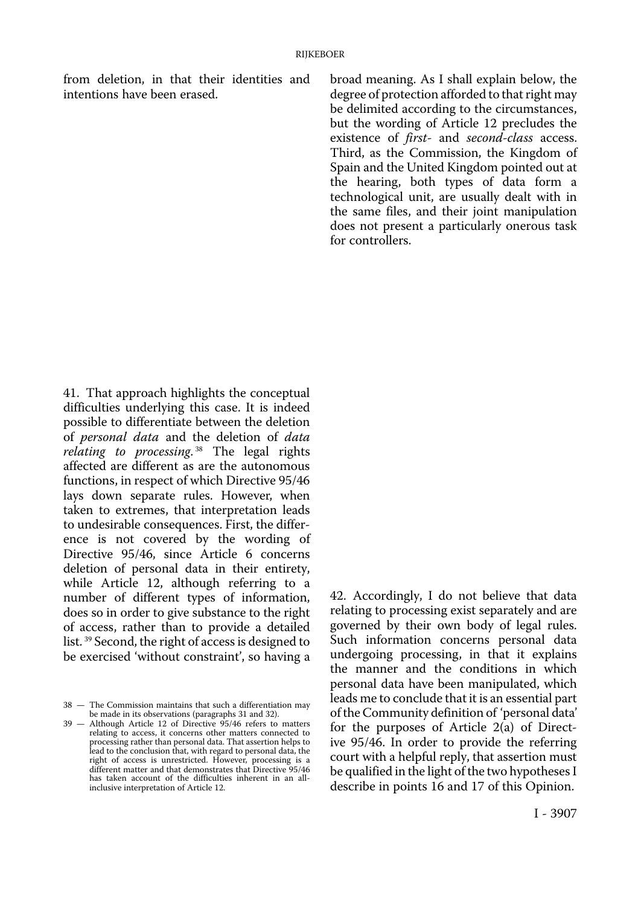from deletion, in that their identities and intentions have been erased.

41. That approach highlights the conceptual difficulties underlying this case. It is indeed possible to differentiate between the deletion of *personal data* and the deletion of *data relating to processing*.[38] The legal rights affected are different as are the autonomous functions, in respect of which Directive 95/46 lays down separate rules. However, when taken to extremes, that interpretation leads to undesirable consequences. First, the difference is not covered by the wording of Directive 95/46, since Article 6 concerns deletion of personal data in their entirety, while Article 12, although referring to a number of different types of information, does so in order to give substance to the right of access, rather than to provide a detailed list.[39] Second, the right of access is designed to be exercised 'without constraint', so having a broad meaning. As I shall explain below, the degree of protection afforded to that right may be delimited according to the circumstances, but the wording of Article 12 precludes the existence of *first-* and *second-class* access. Third, as the Commission, the Kingdom of Spain and the United Kingdom pointed out at the hearing, both types of data form a technological unit, are usually dealt with in the same files, and their joint manipulation does not present a particularly onerous task for controllers.

42. Accordingly, I do not believe that data relating to processing exist separately and are governed by their own body of legal rules. Such information concerns personal data undergoing processing, in that it explains the manner and the conditions in which personal data have been manipulated, which leads me to conclude that it is an essential part of the Community definition of 'personal data' for the purposes of Article 2(a) of Directive 95/46. In order to provide the referring court with a helpful reply, that assertion must be qualified in the light of the two hypotheses I describe in points 16 and 17 of this Opinion.

---

38 — The Commission maintains that such a differentiation may be made in its observations (paragraphs 31 and 32).

39 — Although Article 12 of Directive 95/46 refers to matters relating to access, it concerns other matters connected to processing rather than personal data. That assertion helps to lead to the conclusion that, with regard to personal data, the right of access is unrestricted. However, processing is a different matter and that demonstrates that Directive 95/46 has taken account of the difficulties inherent in an all-inclusive interpretation of Article 12.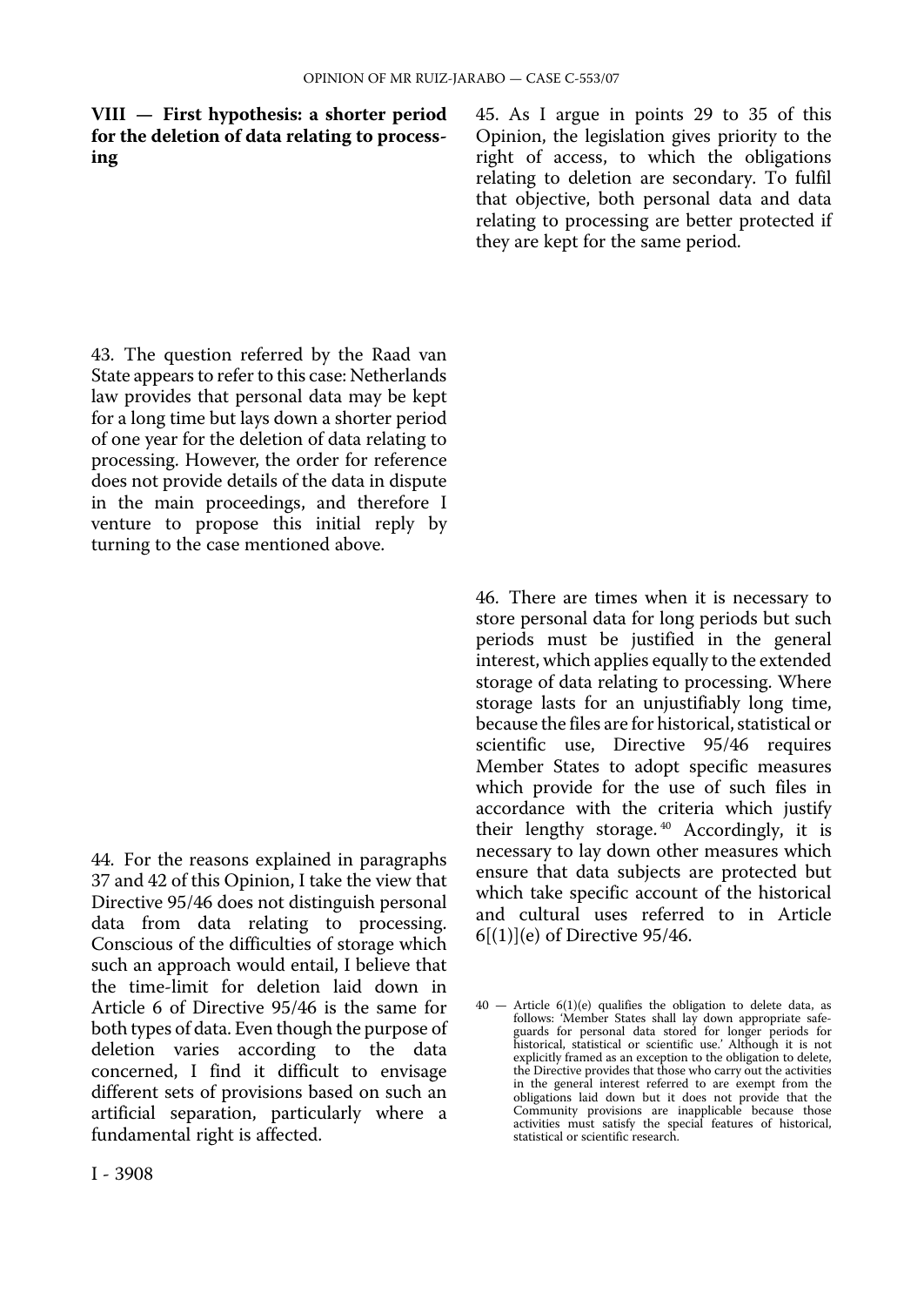## VIII — First hypothesis: a shorter period for the deletion of data relating to processing

43. The question referred by the Raad van State appears to refer to this case: Netherlands law provides that personal data may be kept for a long time but lays down a shorter period of one year for the deletion of data relating to processing. However, the order for reference does not provide details of the data in dispute in the main proceedings, and therefore I venture to propose this initial reply by turning to the case mentioned above.

44. For the reasons explained in paragraphs 37 and 42 of this Opinion, I take the view that Directive 95/46 does not distinguish personal data from data relating to processing. Conscious of the difficulties of storage which such an approach would entail, I believe that the time-limit for deletion laid down in Article 6 of Directive 95/46 is the same for both types of data. Even though the purpose of deletion varies according to the data concerned, I find it difficult to envisage different sets of provisions based on such an artificial separation, particularly where a fundamental right is affected.

45. As I argue in points 29 to 35 of this Opinion, the legislation gives priority to the right of access, to which the obligations relating to deletion are secondary. To fulfil that objective, both personal data and data relating to processing are better protected if they are kept for the same period.

46. There are times when it is necessary to store personal data for long periods but such periods must be justified in the general interest, which applies equally to the extended storage of data relating to processing. Where storage lasts for an unjustifiably long time, because the files are for historical, statistical or scientific use, Directive 95/46 requires Member States to adopt specific measures which provide for the use of such files in accordance with the criteria which justify their lengthy storage.[40] Accordingly, it is necessary to lay down other measures which ensure that data subjects are protected but which take specific account of the historical and cultural uses referred to in Article 6[(1)](e) of Directive 95/46.

40 — Article 6(1)(e) qualifies the obligation to delete data, as follows: 'Member States shall lay down appropriate safeguards for personal data stored for longer periods for historical, statistical or scientific use.' Although it is not explicitly framed as an exception to the obligation to delete, the Directive provides that those who carry out the activities in the general interest referred to are exempt from the obligations laid down but it does not provide that the Community provisions are inapplicable because those activities must satisfy the special features of historical, statistical or scientific research.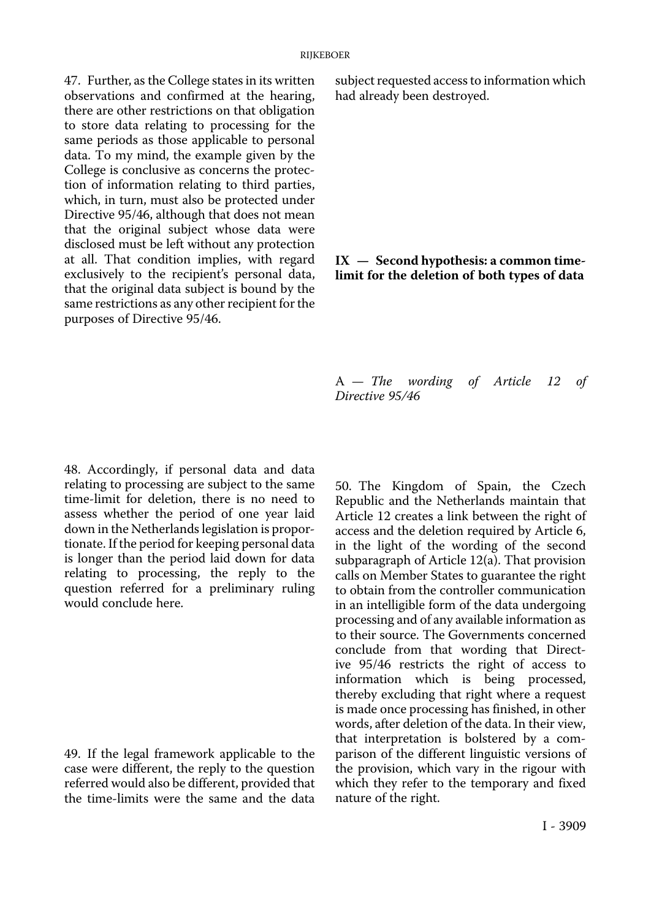47. Further, as the College states in its written observations and confirmed at the hearing, there are other restrictions on that obligation to store data relating to processing for the same periods as those applicable to personal data. To my mind, the example given by the College is conclusive as concerns the protection of information relating to third parties, which, in turn, must also be protected under Directive 95/46, although that does not mean that the original subject whose data were disclosed must be left without any protection at all. That condition implies, with regard exclusively to the recipient's personal data, that the original data subject is bound by the same restrictions as any other recipient for the purposes of Directive 95/46.

48. Accordingly, if personal data and data relating to processing are subject to the same time-limit for deletion, there is no need to assess whether the period of one year laid down in the Netherlands legislation is proportionate. If the period for keeping personal data is longer than the period laid down for data relating to processing, the reply to the question referred for a preliminary ruling would conclude here.

49. If the legal framework applicable to the case were different, the reply to the question referred would also be different, provided that the time-limits were the same and the data subject requested access to information which had already been destroyed.

## IX — Second hypothesis: a common time-limit for the deletion of both types of data

### A — *The wording of Article 12 of Directive 95/46*

50. The Kingdom of Spain, the Czech Republic and the Netherlands maintain that Article 12 creates a link between the right of access and the deletion required by Article 6, in the light of the wording of the second subparagraph of Article 12(a). That provision calls on Member States to guarantee the right to obtain from the controller communication in an intelligible form of the data undergoing processing and of any available information as to their source. The Governments concerned conclude from that wording that Directive 95/46 restricts the right of access to information which is being processed, thereby excluding that right where a request is made once processing has finished, in other words, after deletion of the data. In their view, that interpretation is bolstered by a comparison of the different linguistic versions of the provision, which vary in the rigour with which they refer to the temporary and fixed nature of the right.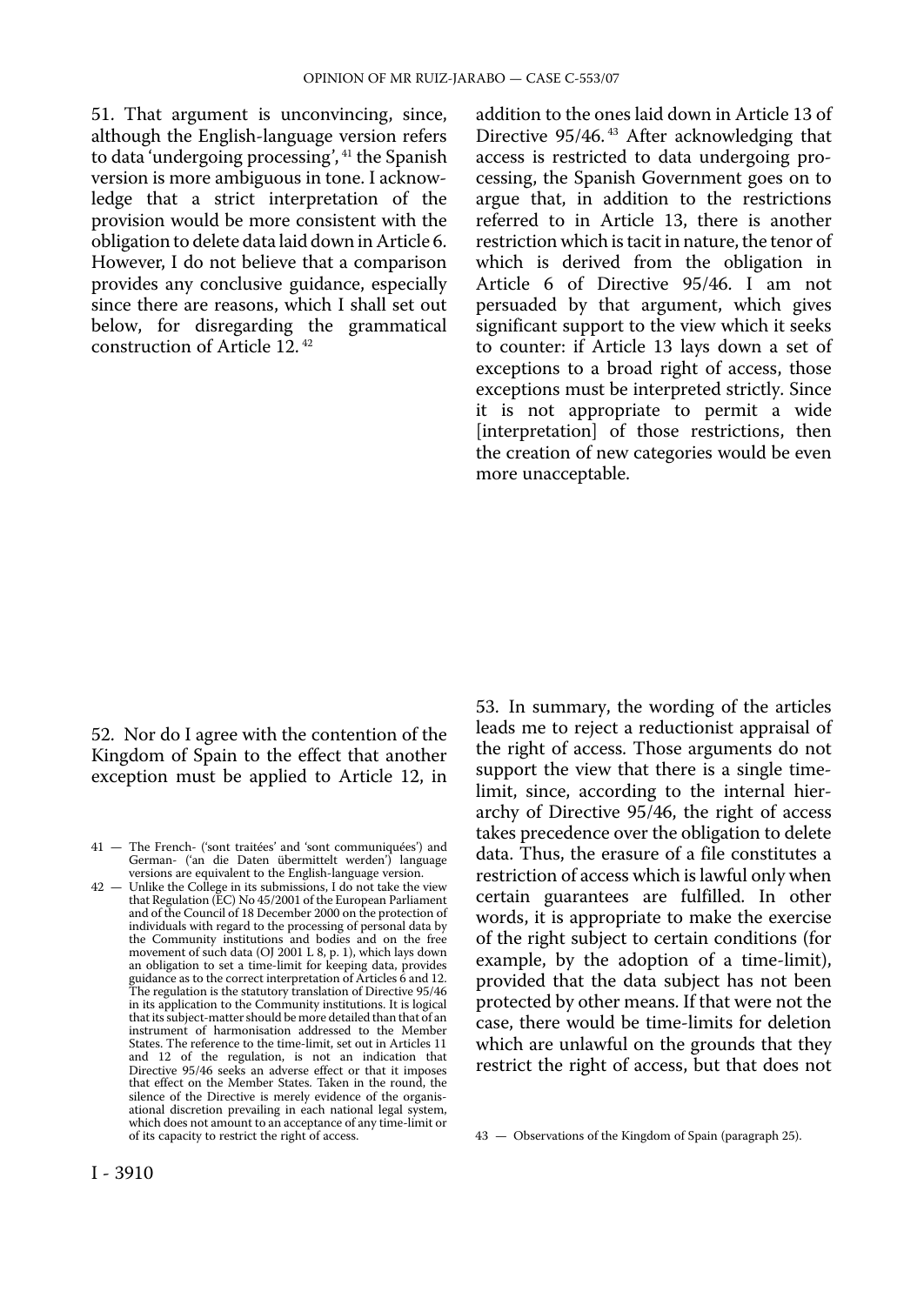51. That argument is unconvincing, since, although the English-language version refers to data 'undergoing processing', [41] the Spanish version is more ambiguous in tone. I acknowledge that a strict interpretation of the provision would be more consistent with the obligation to delete data laid down in Article 6. However, I do not believe that a comparison provides any conclusive guidance, especially since there are reasons, which I shall set out below, for disregarding the grammatical construction of Article 12. [42]

52. Nor do I agree with the contention of the Kingdom of Spain to the effect that another exception must be applied to Article 12, in addition to the ones laid down in Article 13 of Directive 95/46. [43] After acknowledging that access is restricted to data undergoing processing, the Spanish Government goes on to argue that, in addition to the restrictions referred to in Article 13, there is another restriction which is tacit in nature, the tenor of which is derived from the obligation in Article 6 of Directive 95/46. I am not persuaded by that argument, which gives significant support to the view which it seeks to counter: if Article 13 lays down a set of exceptions to a broad right of access, those exceptions must be interpreted strictly. Since it is not appropriate to permit a wide [interpretation] of those restrictions, then the creation of new categories would be even more unacceptable.

53. In summary, the wording of the articles leads me to reject a reductionist appraisal of the right of access. Those arguments do not support the view that there is a single time-limit, since, according to the internal hierarchy of Directive 95/46, the right of access takes precedence over the obligation to delete data. Thus, the erasure of a file constitutes a restriction of access which is lawful only when certain guarantees are fulfilled. In other words, it is appropriate to make the exercise of the right subject to certain conditions (for example, by the adoption of a time-limit), provided that the data subject has not been protected by other means. If that were not the case, there would be time-limits for deletion which are unlawful on the grounds that they restrict the right of access, but that does not

41 — The French- ('sont traitées' and 'sont communiquées') and German- ('an die Daten übermittelt werden') language versions are equivalent to the English-language version.

42 — Unlike the College in its submissions, I do not take the view that Regulation (EC) No 45/2001 of the European Parliament and of the Council of 18 December 2000 on the protection of individuals with regard to the processing of personal data by the Community institutions and bodies and on the free movement of such data (OJ 2001 L 8, p. 1), which lays down an obligation to set a time-limit for keeping data, provides guidance as to the correct interpretation of Articles 6 and 12. The regulation is the statutory translation of Directive 95/46 in its application to the Community institutions. It is logical that its subject-matter should be more detailed than that of an instrument of harmonisation addressed to the Member States. The reference to the time-limit, set out in Articles 11 and 12 of the regulation, is not an indication that Directive 95/46 seeks an adverse effect or that it imposes that effect on the Member States. Taken in the round, the silence of the Directive is merely evidence of the organisational discretion prevailing in each national legal system, which does not amount to an acceptance of any time-limit or of its capacity to restrict the right of access.

43 — Observations of the Kingdom of Spain (paragraph 25).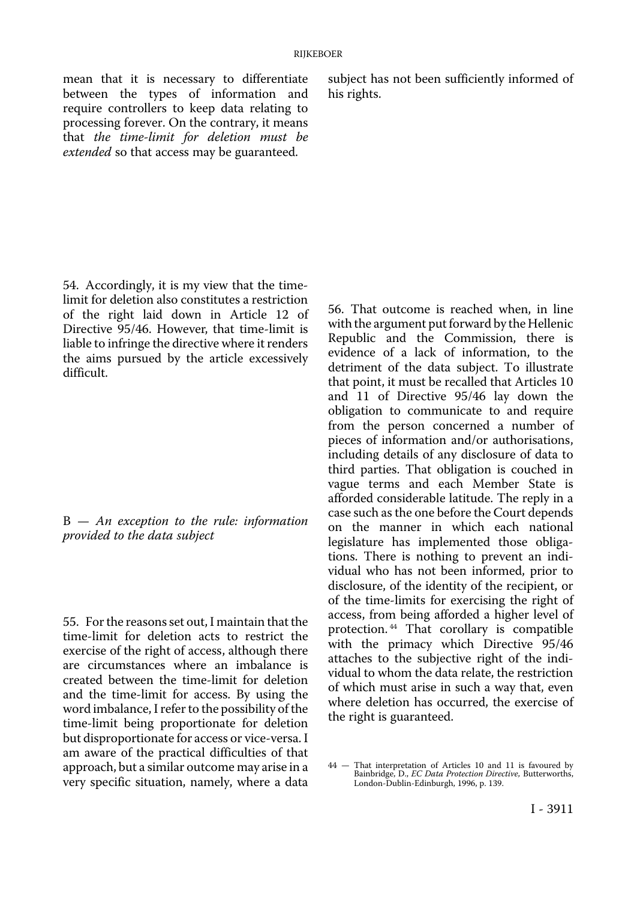mean that it is necessary to differentiate between the types of information and require controllers to keep data relating to processing forever. On the contrary, it means that *the time-limit for deletion must be extended* so that access may be guaranteed.

54. Accordingly, it is my view that the time-limit for deletion also constitutes a restriction of the right laid down in Article 12 of Directive 95/46. However, that time-limit is liable to infringe the directive where it renders the aims pursued by the article excessively difficult.

B — *An exception to the rule: information provided to the data subject*

55. For the reasons set out, I maintain that the time-limit for deletion acts to restrict the exercise of the right of access, although there are circumstances where an imbalance is created between the time-limit for deletion and the time-limit for access. By using the word imbalance, I refer to the possibility of the time-limit being proportionate for deletion but disproportionate for access or vice-versa. I am aware of the practical difficulties of that approach, but a similar outcome may arise in a very specific situation, namely, where a data subject has not been sufficiently informed of his rights.

56. That outcome is reached when, in line with the argument put forward by the Hellenic Republic and the Commission, there is evidence of a lack of information, to the detriment of the data subject. To illustrate that point, it must be recalled that Articles 10 and 11 of Directive 95/46 lay down the obligation to communicate to and require from the person concerned a number of pieces of information and/or authorisations, including details of any disclosure of data to third parties. That obligation is couched in vague terms and each Member State is afforded considerable latitude. The reply in a case such as the one before the Court depends on the manner in which each national legislature has implemented those obligations. There is nothing to prevent an individual who has not been informed, prior to disclosure, of the identity of the recipient, or of the time-limits for exercising the right of access, from being afforded a higher level of protection.[44] That corollary is compatible with the primacy which Directive 95/46 attaches to the subjective right of the individual to whom the data relate, the restriction of which must arise in such a way that, even where deletion has occurred, the exercise of the right is guaranteed.

44 — That interpretation of Articles 10 and 11 is favoured by Bainbridge, D., *EC Data Protection Directive*, Butterworths, London-Dublin-Edinburgh, 1996, p. 139.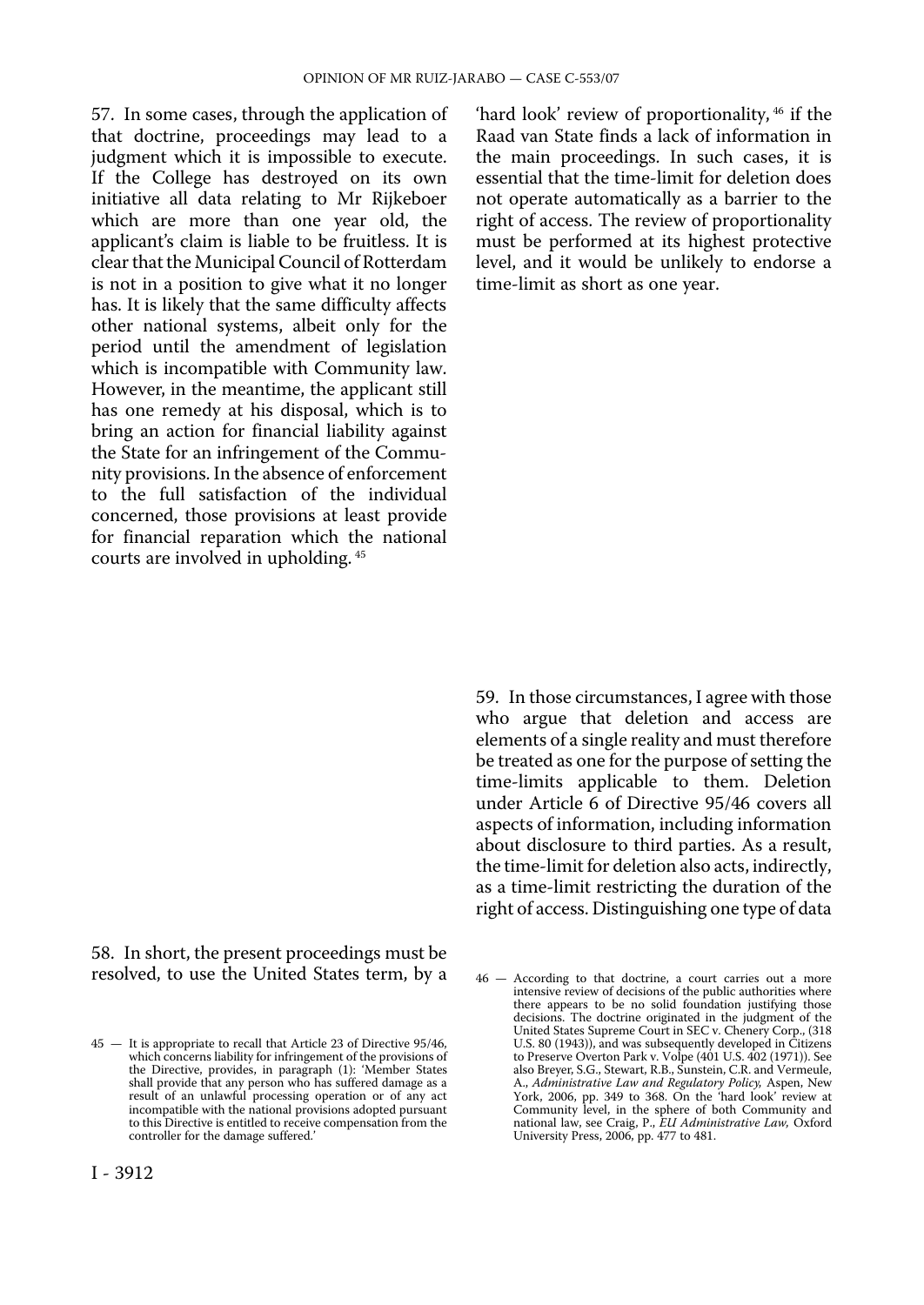57. In some cases, through the application of that doctrine, proceedings may lead to a judgment which it is impossible to execute. If the College has destroyed on its own initiative all data relating to Mr Rijkeboer which are more than one year old, the applicant's claim is liable to be fruitless. It is clear that the Municipal Council of Rotterdam is not in a position to give what it no longer has. It is likely that the same difficulty affects other national systems, albeit only for the period until the amendment of legislation which is incompatible with Community law. However, in the meantime, the applicant still has one remedy at his disposal, which is to bring an action for financial liability against the State for an infringement of the Community provisions. In the absence of enforcement to the full satisfaction of the individual concerned, those provisions at least provide for financial reparation which the national courts are involved in upholding.[45]

58. In short, the present proceedings must be resolved, to use the United States term, by a 'hard look' review of proportionality,[46] if the Raad van State finds a lack of information in the main proceedings. In such cases, it is essential that the time-limit for deletion does not operate automatically as a barrier to the right of access. The review of proportionality must be performed at its highest protective level, and it would be unlikely to endorse a time-limit as short as one year.

59. In those circumstances, I agree with those who argue that deletion and access are elements of a single reality and must therefore be treated as one for the purpose of setting the time-limits applicable to them. Deletion under Article 6 of Directive 95/46 covers all aspects of information, including information about disclosure to third parties. As a result, the time-limit for deletion also acts, indirectly, as a time-limit restricting the duration of the right of access. Distinguishing one type of data

45 — It is appropriate to recall that Article 23 of Directive 95/46, which concerns liability for infringement of the provisions of the Directive, provides, in paragraph (1): 'Member States shall provide that any person who has suffered damage as a result of an unlawful processing operation or of any act incompatible with the national provisions adopted pursuant to this Directive is entitled to receive compensation from the controller for the damage suffered.'

46 — According to that doctrine, a court carries out a more intensive review of decisions of the public authorities where there appears to be no solid foundation justifying those decisions. The doctrine originated in the judgment of the United States Supreme Court in SEC v. Chenery Corp., (318 U.S. 80 (1943)), and was subsequently developed in Citizens to Preserve Overton Park v. Volpe (401 U.S. 402 (1971)). See also Breyer, S.G., Stewart, R.B., Sunstein, C.R. and Vermeule, A., *Administrative Law and Regulatory Policy,* Aspen, New York, 2006, pp. 349 to 368. On the 'hard look' review at Community level, in the sphere of both Community and national law, see Craig, P., *EU Administrative Law,* Oxford University Press, 2006, pp. 477 to 481.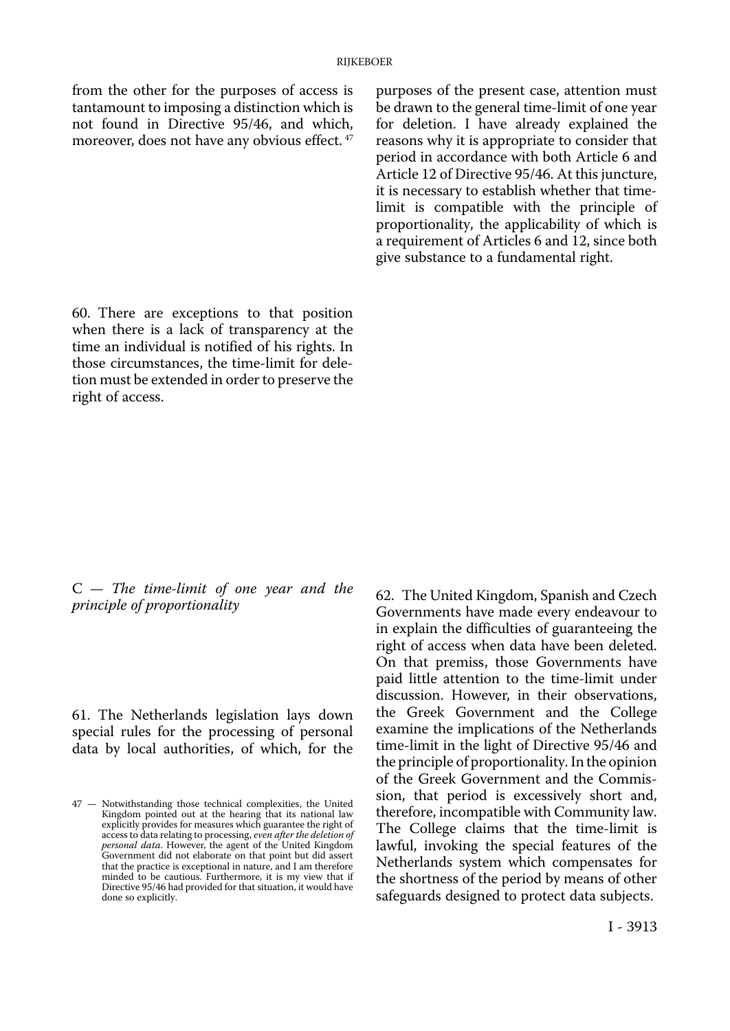from the other for the purposes of access is tantamount to imposing a distinction which is not found in Directive 95/46, and which, moreover, does not have any obvious effect. [47]

60. There are exceptions to that position when there is a lack of transparency at the time an individual is notified of his rights. In those circumstances, the time-limit for deletion must be extended in order to preserve the right of access.

### C — *The time-limit of one year and the principle of proportionality*

61. The Netherlands legislation lays down special rules for the processing of personal data by local authorities, of which, for the purposes of the present case, attention must be drawn to the general time-limit of one year for deletion. I have already explained the reasons why it is appropriate to consider that period in accordance with both Article 6 and Article 12 of Directive 95/46. At this juncture, it is necessary to establish whether that time-limit is compatible with the principle of proportionality, the applicability of which is a requirement of Articles 6 and 12, since both give substance to a fundamental right.

62. The United Kingdom, Spanish and Czech Governments have made every endeavour to in explain the difficulties of guaranteeing the right of access when data have been deleted. On that premiss, those Governments have paid little attention to the time-limit under discussion. However, in their observations, the Greek Government and the College examine the implications of the Netherlands time-limit in the light of Directive 95/46 and the principle of proportionality. In the opinion of the Greek Government and the Commission, that period is excessively short and, therefore, incompatible with Community law. The College claims that the time-limit is lawful, invoking the special features of the Netherlands system which compensates for the shortness of the period by means of other safeguards designed to protect data subjects.

---

47 — Notwithstanding those technical complexities, the United Kingdom pointed out at the hearing that its national law explicitly provides for measures which guarantee the right of access to data relating to processing, *even after the deletion of personal data*. However, the agent of the United Kingdom Government did not elaborate on that point but did assert that the practice is exceptional in nature, and I am therefore minded to be cautious. Furthermore, it is my view that if Directive 95/46 had provided for that situation, it would have done so explicitly.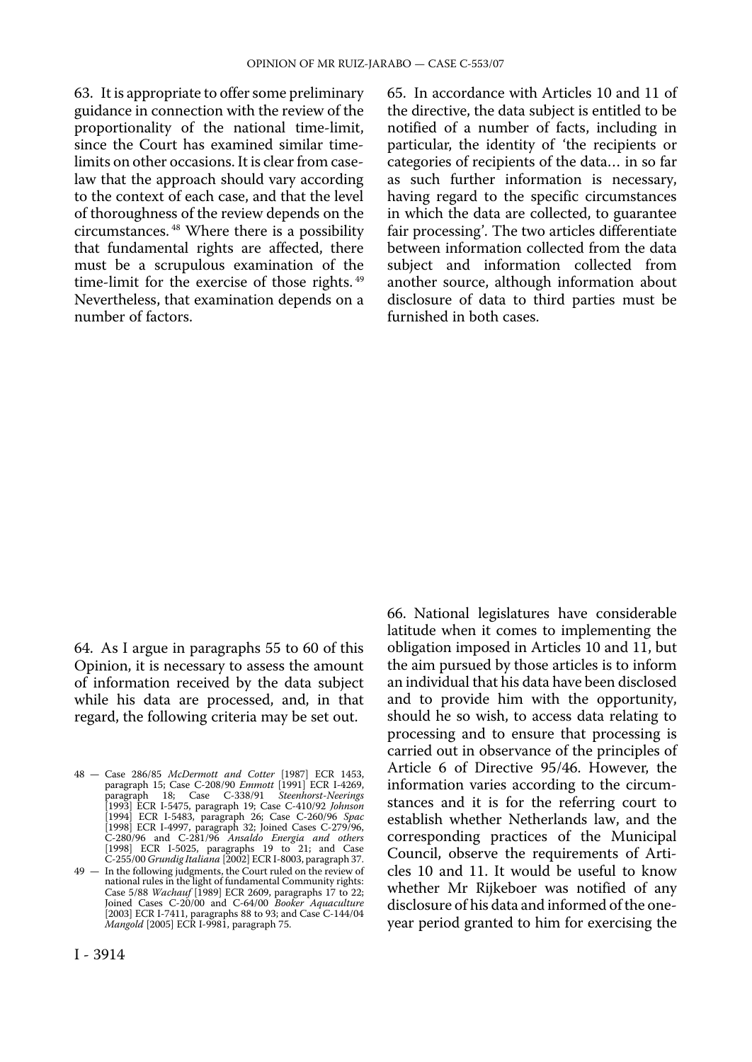63. It is appropriate to offer some preliminary guidance in connection with the review of the proportionality of the national time-limit, since the Court has examined similar time-limits on other occasions. It is clear from case-law that the approach should vary according to the context of each case, and that the level of thoroughness of the review depends on the circumstances.[48] Where there is a possibility that fundamental rights are affected, there must be a scrupulous examination of the time-limit for the exercise of those rights.[49] Nevertheless, that examination depends on a number of factors.

64. As I argue in paragraphs 55 to 60 of this Opinion, it is necessary to assess the amount of information received by the data subject while his data are processed, and, in that regard, the following criteria may be set out.

65. In accordance with Articles 10 and 11 of the directive, the data subject is entitled to be notified of a number of facts, including in particular, the identity of 'the recipients or categories of recipients of the data… in so far as such further information is necessary, having regard to the specific circumstances in which the data are collected, to guarantee fair processing'. The two articles differentiate between information collected from the data subject and information collected from another source, although information about disclosure of data to third parties must be furnished in both cases.

66. National legislatures have considerable latitude when it comes to implementing the obligation imposed in Articles 10 and 11, but the aim pursued by those articles is to inform an individual that his data have been disclosed and to provide him with the opportunity, should he so wish, to access data relating to processing and to ensure that processing is carried out in observance of the principles of Article 6 of Directive 95/46. However, the information varies according to the circumstances and it is for the referring court to establish whether Netherlands law, and the corresponding practices of the Municipal Council, observe the requirements of Articles 10 and 11. It would be useful to know whether Mr Rijkeboer was notified of any disclosure of his data and informed of the one-year period granted to him for exercising the

48 — Case 286/85 *McDermott and Cotter* [1987] ECR 1453, paragraph 15; Case C-208/90 *Emmott* [1991] ECR I-4269, paragraph 18; Case C-338/91 *Steenhorst-Neerings* [1993] ECR I-5475, paragraph 19; Case C-410/92 *Johnson* [1994] ECR I-5483, paragraph 26; Case C-260/96 *Spac* [1998] ECR I-4997, paragraph 32; Joined Cases C-279/96, C-280/96 and C-281/96 *Ansaldo Energia and others* [1998] ECR I-5025, paragraphs 19 to 21; and Case C-255/00 *Grundig Italiana* [2002] ECR I-8003, paragraph 37.

49 — In the following judgments, the Court ruled on the review of national rules in the light of fundamental Community rights: Case 5/88 *Wachauf* [1989] ECR 2609, paragraphs 17 to 22; Joined Cases C-20/00 and C-64/00 *Booker Aquaculture* [2003] ECR I-7411, paragraphs 88 to 93; and Case C-144/04 *Mangold* [2005] ECR I-9981, paragraph 75.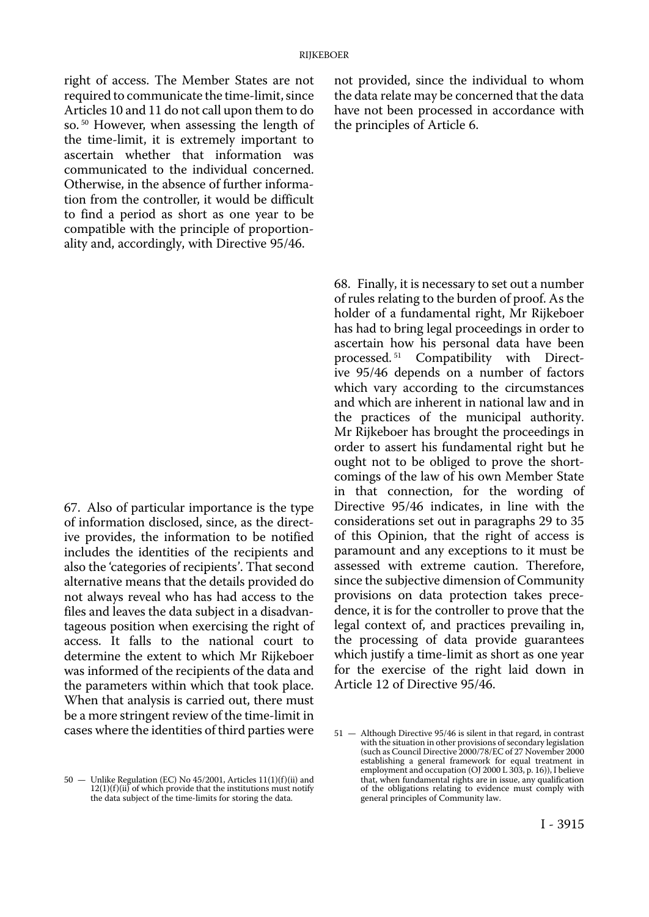right of access. The Member States are not required to communicate the time-limit, since Articles 10 and 11 do not call upon them to do so. [50] However, when assessing the length of the time-limit, it is extremely important to ascertain whether that information was communicated to the individual concerned. Otherwise, in the absence of further information from the controller, it would be difficult to find a period as short as one year to be compatible with the principle of proportionality and, accordingly, with Directive 95/46.

67. Also of particular importance is the type of information disclosed, since, as the directive provides, the information to be notified includes the identities of the recipients and also the 'categories of recipients'. That second alternative means that the details provided do not always reveal who has had access to the files and leaves the data subject in a disadvantageous position when exercising the right of access. It falls to the national court to determine the extent to which Mr Rijkeboer was informed of the recipients of the data and the parameters within which that took place. When that analysis is carried out, there must be a more stringent review of the time-limit in cases where the identities of third parties were not provided, since the individual to whom the data relate may be concerned that the data have not been processed in accordance with the principles of Article 6.

68. Finally, it is necessary to set out a number of rules relating to the burden of proof. As the holder of a fundamental right, Mr Rijkeboer has had to bring legal proceedings in order to ascertain how his personal data have been processed. [51] Compatibility with Directive 95/46 depends on a number of factors which vary according to the circumstances and which are inherent in national law and in the practices of the municipal authority. Mr Rijkeboer has brought the proceedings in order to assert his fundamental right but he ought not to be obliged to prove the shortcomings of the law of his own Member State in that connection, for the wording of Directive 95/46 indicates, in line with the considerations set out in paragraphs 29 to 35 of this Opinion, that the right of access is paramount and any exceptions to it must be assessed with extreme caution. Therefore, since the subjective dimension of Community provisions on data protection takes precedence, it is for the controller to prove that the legal context of, and practices prevailing in, the processing of data provide guarantees which justify a time-limit as short as one year for the exercise of the right laid down in Article 12 of Directive 95/46.

50 — Unlike Regulation (EC) No 45/2001, Articles 11(1)(f)(ii) and 12(1)(f)(ii) of which provide that the institutions must notify the data subject of the time-limits for storing the data.

51 — Although Directive 95/46 is silent in that regard, in contrast with the situation in other provisions of secondary legislation (such as Council Directive 2000/78/EC of 27 November 2000 establishing a general framework for equal treatment in employment and occupation (OJ 2000 L 303, p. 16)), I believe that, when fundamental rights are in issue, any qualification of the obligations relating to evidence must comply with general principles of Community law.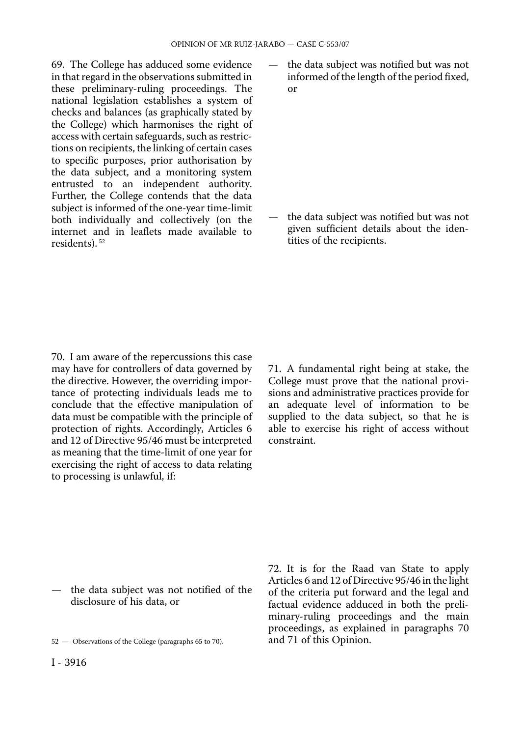69. The College has adduced some evidence in that regard in the observations submitted in these preliminary-ruling proceedings. The national legislation establishes a system of checks and balances (as graphically stated by the College) which harmonises the right of access with certain safeguards, such as restrictions on recipients, the linking of certain cases to specific purposes, prior authorisation by the data subject, and a monitoring system entrusted to an independent authority. Further, the College contends that the data subject is informed of the one-year time-limit both individually and collectively (on the internet and in leaflets made available to residents). [52]

70. I am aware of the repercussions this case may have for controllers of data governed by the directive. However, the overriding importance of protecting individuals leads me to conclude that the effective manipulation of data must be compatible with the principle of protection of rights. Accordingly, Articles 6 and 12 of Directive 95/46 must be interpreted as meaning that the time-limit of one year for exercising the right of access to data relating to processing is unlawful, if:

— the data subject was not notified of the disclosure of his data, or

— the data subject was notified but was not informed of the length of the period fixed, or

— the data subject was notified but was not given sufficient details about the identities of the recipients.

71. A fundamental right being at stake, the College must prove that the national provisions and administrative practices provide for an adequate level of information to be supplied to the data subject, so that he is able to exercise his right of access without constraint.

72. It is for the Raad van State to apply Articles 6 and 12 of Directive 95/46 in the light of the criteria put forward and the legal and factual evidence adduced in both the preliminary-ruling proceedings and the main proceedings, as explained in paragraphs 70 and 71 of this Opinion.

52 — Observations of the College (paragraphs 65 to 70).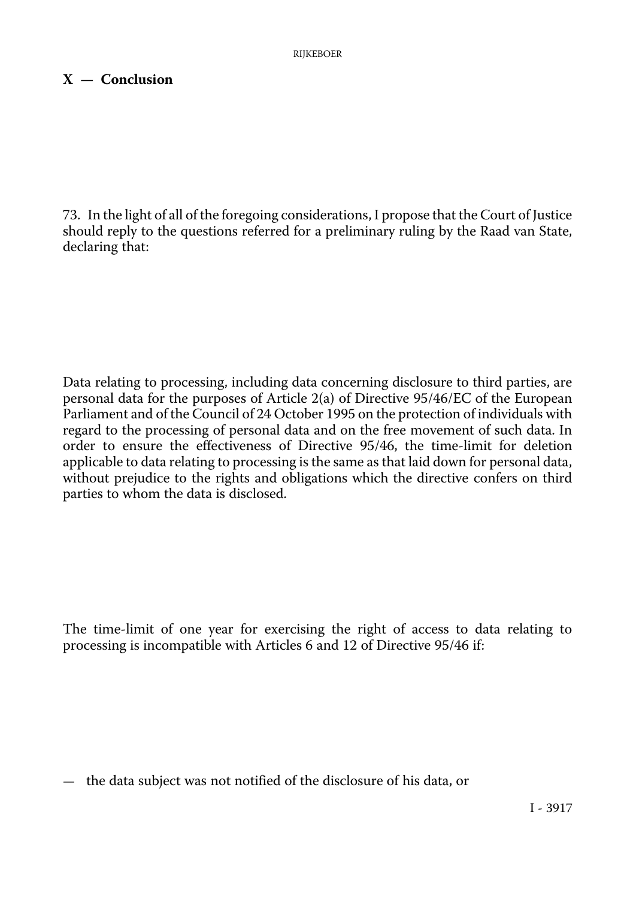## X — Conclusion

73. In the light of all of the foregoing considerations, I propose that the Court of Justice should reply to the questions referred for a preliminary ruling by the Raad van State, declaring that:

Data relating to processing, including data concerning disclosure to third parties, are personal data for the purposes of Article 2(a) of Directive 95/46/EC of the European Parliament and of the Council of 24 October 1995 on the protection of individuals with regard to the processing of personal data and on the free movement of such data. In order to ensure the effectiveness of Directive 95/46, the time-limit for deletion applicable to data relating to processing is the same as that laid down for personal data, without prejudice to the rights and obligations which the directive confers on third parties to whom the data is disclosed.

The time-limit of one year for exercising the right of access to data relating to processing is incompatible with Articles 6 and 12 of Directive 95/46 if:

— the data subject was not notified of the disclosure of his data, or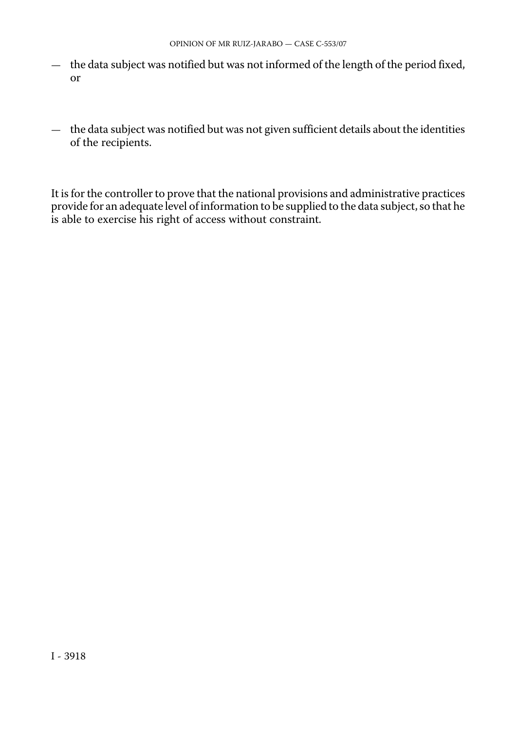— the data subject was notified but was not informed of the length of the period fixed, or

— the data subject was notified but was not given sufficient details about the identities of the recipients.

It is for the controller to prove that the national provisions and administrative practices provide for an adequate level of information to be supplied to the data subject, so that he is able to exercise his right of access without constraint.